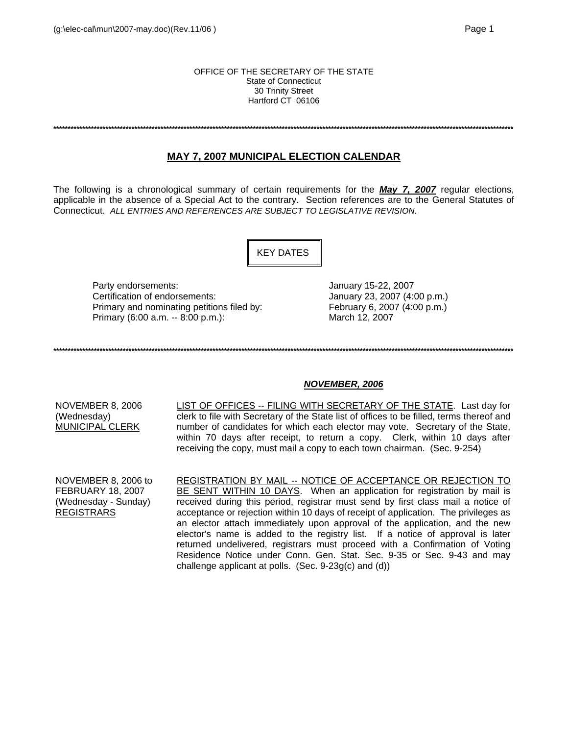OFFICE OF THE SECRETARY OF THE STATE
State of Connecticut
30 Trinity Street
Hartford CT 06106

---

## MAY 7, 2007 MUNICIPAL ELECTION CALENDAR

The following is a chronological summary of certain requirements for the ***May 7, 2007*** regular elections, applicable in the absence of a Special Act to the contrary. Section references are to the General Statutes of Connecticut. *ALL ENTRIES AND REFERENCES ARE SUBJECT TO LEGISLATIVE REVISION*.

### KEY DATES

| | |
|---|---|
| Party endorsements: | January 15-22, 2007 |
| Certification of endorsements: | January 23, 2007 (4:00 p.m.) |
| Primary and nominating petitions filed by: | February 6, 2007 (4:00 p.m.) |
| Primary (6:00 a.m. -- 8:00 p.m.): | March 12, 2007 |

---

### *NOVEMBER, 2006*

**NOVEMBER 8, 2006 (Wednesday) MUNICIPAL CLERK**

LIST OF OFFICES -- FILING WITH SECRETARY OF THE STATE. Last day for clerk to file with Secretary of the State list of offices to be filled, terms thereof and number of candidates for which each elector may vote. Secretary of the State, within 70 days after receipt, to return a copy. Clerk, within 10 days after receiving the copy, must mail a copy to each town chairman. (Sec. 9-254)

**NOVEMBER 8, 2006 to FEBRUARY 18, 2007 (Wednesday - Sunday) REGISTRARS**

REGISTRATION BY MAIL -- NOTICE OF ACCEPTANCE OR REJECTION TO BE SENT WITHIN 10 DAYS. When an application for registration by mail is received during this period, registrar must send by first class mail a notice of acceptance or rejection within 10 days of receipt of application. The privileges as an elector attach immediately upon approval of the application, and the new elector's name is added to the registry list. If a notice of approval is later returned undelivered, registrars must proceed with a Confirmation of Voting Residence Notice under Conn. Gen. Stat. Sec. 9-35 or Sec. 9-43 and may challenge applicant at polls. (Sec. 9-23g(c) and (d))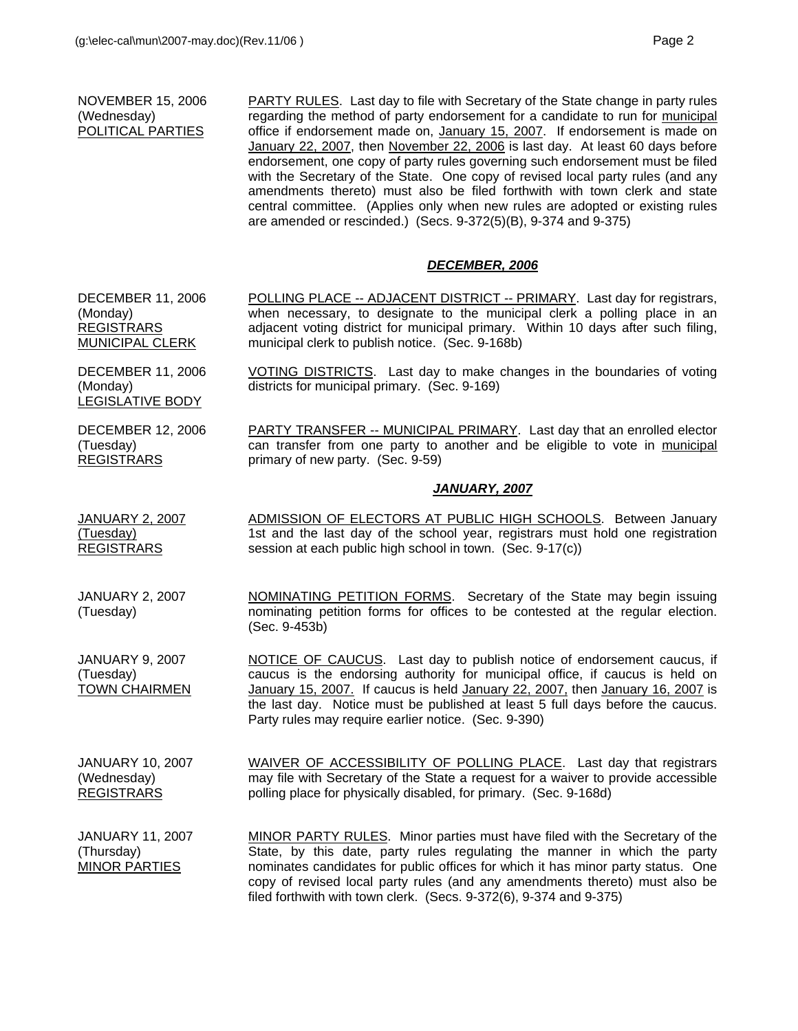NOVEMBER 15, 2006 (Wednesday) POLITICAL PARTIES

PARTY RULES. Last day to file with Secretary of the State change in party rules regarding the method of party endorsement for a candidate to run for municipal office if endorsement made on, January 15, 2007. If endorsement is made on January 22, 2007, then November 22, 2006 is last day. At least 60 days before endorsement, one copy of party rules governing such endorsement must be filed with the Secretary of the State. One copy of revised local party rules (and any amendments thereto) must also be filed forthwith with town clerk and state central committee. (Applies only when new rules are adopted or existing rules are amended or rescinded.) (Secs. 9-372(5)(B), 9-374 and 9-375)

## ***DECEMBER, 2006***

DECEMBER 11, 2006 (Monday) REGISTRARS MUNICIPAL CLERK

POLLING PLACE -- ADJACENT DISTRICT -- PRIMARY. Last day for registrars, when necessary, to designate to the municipal clerk a polling place in an adjacent voting district for municipal primary. Within 10 days after such filing, municipal clerk to publish notice. (Sec. 9-168b)

DECEMBER 11, 2006 (Monday) LEGISLATIVE BODY

VOTING DISTRICTS. Last day to make changes in the boundaries of voting districts for municipal primary. (Sec. 9-169)

DECEMBER 12, 2006 (Tuesday) REGISTRARS

PARTY TRANSFER -- MUNICIPAL PRIMARY. Last day that an enrolled elector can transfer from one party to another and be eligible to vote in municipal primary of new party. (Sec. 9-59)

## ***JANUARY, 2007***

JANUARY 2, 2007 (Tuesday) REGISTRARS

ADMISSION OF ELECTORS AT PUBLIC HIGH SCHOOLS. Between January 1st and the last day of the school year, registrars must hold one registration session at each public high school in town. (Sec. 9-17(c))

JANUARY 2, 2007 (Tuesday)

NOMINATING PETITION FORMS. Secretary of the State may begin issuing nominating petition forms for offices to be contested at the regular election. (Sec. 9-453b)

JANUARY 9, 2007 (Tuesday) TOWN CHAIRMEN

NOTICE OF CAUCUS. Last day to publish notice of endorsement caucus, if caucus is the endorsing authority for municipal office, if caucus is held on January 15, 2007. If caucus is held January 22, 2007, then January 16, 2007 is the last day. Notice must be published at least 5 full days before the caucus. Party rules may require earlier notice. (Sec. 9-390)

JANUARY 10, 2007 (Wednesday) REGISTRARS

WAIVER OF ACCESSIBILITY OF POLLING PLACE. Last day that registrars may file with Secretary of the State a request for a waiver to provide accessible polling place for physically disabled, for primary. (Sec. 9-168d)

JANUARY 11, 2007 (Thursday) MINOR PARTIES

MINOR PARTY RULES. Minor parties must have filed with the Secretary of the State, by this date, party rules regulating the manner in which the party nominates candidates for public offices for which it has minor party status. One copy of revised local party rules (and any amendments thereto) must also be filed forthwith with town clerk. (Secs. 9-372(6), 9-374 and 9-375)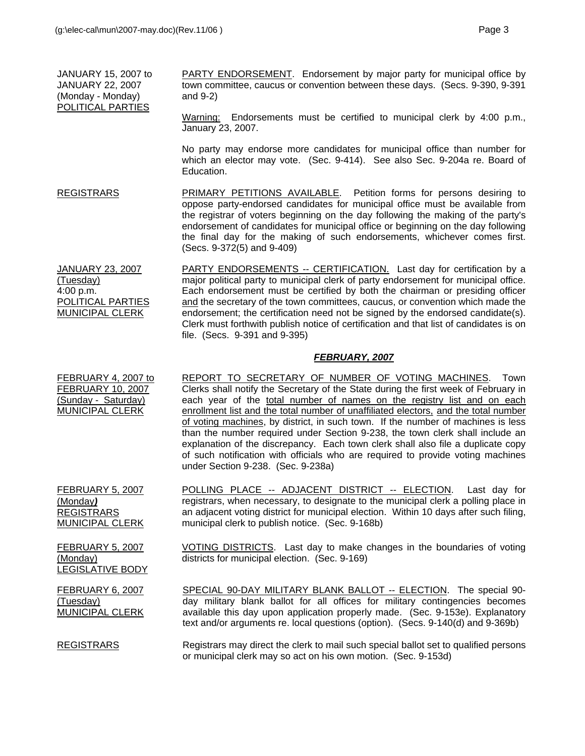| | |
|---|---|
| JANUARY 15, 2007 to JANUARY 22, 2007 (Monday - Monday) POLITICAL PARTIES | PARTY ENDORSEMENT. Endorsement by major party for municipal office by town committee, caucus or convention between these days. (Secs. 9-390, 9-391 and 9-2)<br><br>Warning: Endorsements must be certified to municipal clerk by 4:00 p.m., January 23, 2007.<br><br>No party may endorse more candidates for municipal office than number for which an elector may vote. (Sec. 9-414). See also Sec. 9-204a re. Board of Education. |
| REGISTRARS | PRIMARY PETITIONS AVAILABLE. Petition forms for persons desiring to oppose party-endorsed candidates for municipal office must be available from the registrar of voters beginning on the day following the making of the party's endorsement of candidates for municipal office or beginning on the day following the final day for the making of such endorsements, whichever comes first. (Secs. 9-372(5) and 9-409) |
| JANUARY 23, 2007 (Tuesday) 4:00 p.m. POLITICAL PARTIES MUNICIPAL CLERK | PARTY ENDORSEMENTS -- CERTIFICATION. Last day for certification by a major political party to municipal clerk of party endorsement for municipal office. Each endorsement must be certified by both the chairman or presiding officer and the secretary of the town committees, caucus, or convention which made the endorsement; the certification need not be signed by the endorsed candidate(s). Clerk must forthwith publish notice of certification and that list of candidates is on file. (Secs. 9-391 and 9-395) |

## *FEBRUARY, 2007*

| | |
|---|---|
| FEBRUARY 4, 2007 to FEBRUARY 10, 2007 (Sunday - Saturday) MUNICIPAL CLERK | REPORT TO SECRETARY OF NUMBER OF VOTING MACHINES. Town Clerks shall notify the Secretary of the State during the first week of February in each year of the total number of names on the registry list and on each enrollment list and the total number of unaffiliated electors, and the total number of voting machines, by district, in such town. If the number of machines is less than the number required under Section 9-238, the town clerk shall include an explanation of the discrepancy. Each town clerk shall also file a duplicate copy of such notification with officials who are required to provide voting machines under Section 9-238. (Sec. 9-238a) |
| FEBRUARY 5, 2007 (Monday) REGISTRARS MUNICIPAL CLERK | POLLING PLACE -- ADJACENT DISTRICT -- ELECTION. Last day for registrars, when necessary, to designate to the municipal clerk a polling place in an adjacent voting district for municipal election. Within 10 days after such filing, municipal clerk to publish notice. (Sec. 9-168b) |
| FEBRUARY 5, 2007 (Monday) LEGISLATIVE BODY | VOTING DISTRICTS. Last day to make changes in the boundaries of voting districts for municipal election. (Sec. 9-169) |
| FEBRUARY 6, 2007 (Tuesday) MUNICIPAL CLERK | SPECIAL 90-DAY MILITARY BLANK BALLOT -- ELECTION. The special 90-day military blank ballot for all offices for military contingencies becomes available this day upon application properly made. (Sec. 9-153e). Explanatory text and/or arguments re. local questions (option). (Secs. 9-140(d) and 9-369b) |
| REGISTRARS | Registrars may direct the clerk to mail such special ballot set to qualified persons or municipal clerk may so act on his own motion. (Sec. 9-153d) |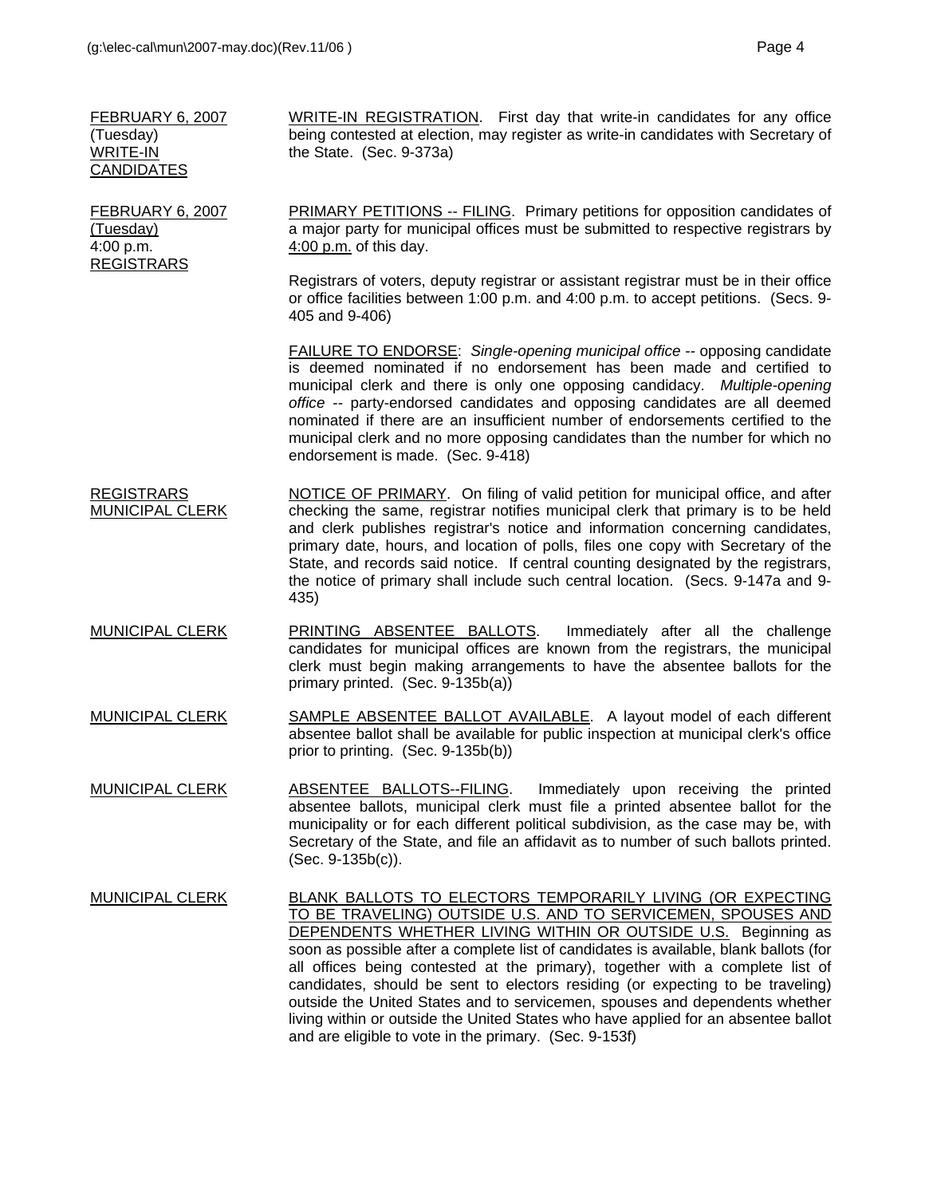**FEBRUARY 6, 2007** (Tuesday) WRITE-IN CANDIDATES

WRITE-IN REGISTRATION. First day that write-in candidates for any office being contested at election, may register as write-in candidates with Secretary of the State. (Sec. 9-373a)

**FEBRUARY 6, 2007** (Tuesday) 4:00 p.m. REGISTRARS

PRIMARY PETITIONS -- FILING. Primary petitions for opposition candidates of a major party for municipal offices must be submitted to respective registrars by 4:00 p.m. of this day.

Registrars of voters, deputy registrar or assistant registrar must be in their office or office facilities between 1:00 p.m. and 4:00 p.m. to accept petitions. (Secs. 9-405 and 9-406)

FAILURE TO ENDORSE: *Single-opening municipal office* -- opposing candidate is deemed nominated if no endorsement has been made and certified to municipal clerk and there is only one opposing candidacy. *Multiple-opening office* -- party-endorsed candidates and opposing candidates are all deemed nominated if there are an insufficient number of endorsements certified to the municipal clerk and no more opposing candidates than the number for which no endorsement is made. (Sec. 9-418)

**REGISTRARS MUNICIPAL CLERK**

NOTICE OF PRIMARY. On filing of valid petition for municipal office, and after checking the same, registrar notifies municipal clerk that primary is to be held and clerk publishes registrar's notice and information concerning candidates, primary date, hours, and location of polls, files one copy with Secretary of the State, and records said notice. If central counting designated by the registrars, the notice of primary shall include such central location. (Secs. 9-147a and 9-435)

**MUNICIPAL CLERK**

PRINTING ABSENTEE BALLOTS. Immediately after all the challenge candidates for municipal offices are known from the registrars, the municipal clerk must begin making arrangements to have the absentee ballots for the primary printed. (Sec. 9-135b(a))

**MUNICIPAL CLERK**

SAMPLE ABSENTEE BALLOT AVAILABLE. A layout model of each different absentee ballot shall be available for public inspection at municipal clerk's office prior to printing. (Sec. 9-135b(b))

**MUNICIPAL CLERK**

ABSENTEE BALLOTS--FILING. Immediately upon receiving the printed absentee ballots, municipal clerk must file a printed absentee ballot for the municipality or for each different political subdivision, as the case may be, with Secretary of the State, and file an affidavit as to number of such ballots printed. (Sec. 9-135b(c)).

**MUNICIPAL CLERK**

BLANK BALLOTS TO ELECTORS TEMPORARILY LIVING (OR EXPECTING TO BE TRAVELING) OUTSIDE U.S. AND TO SERVICEMEN, SPOUSES AND DEPENDENTS WHETHER LIVING WITHIN OR OUTSIDE U.S. Beginning as soon as possible after a complete list of candidates is available, blank ballots (for all offices being contested at the primary), together with a complete list of candidates, should be sent to electors residing (or expecting to be traveling) outside the United States and to servicemen, spouses and dependents whether living within or outside the United States who have applied for an absentee ballot and are eligible to vote in the primary. (Sec. 9-153f)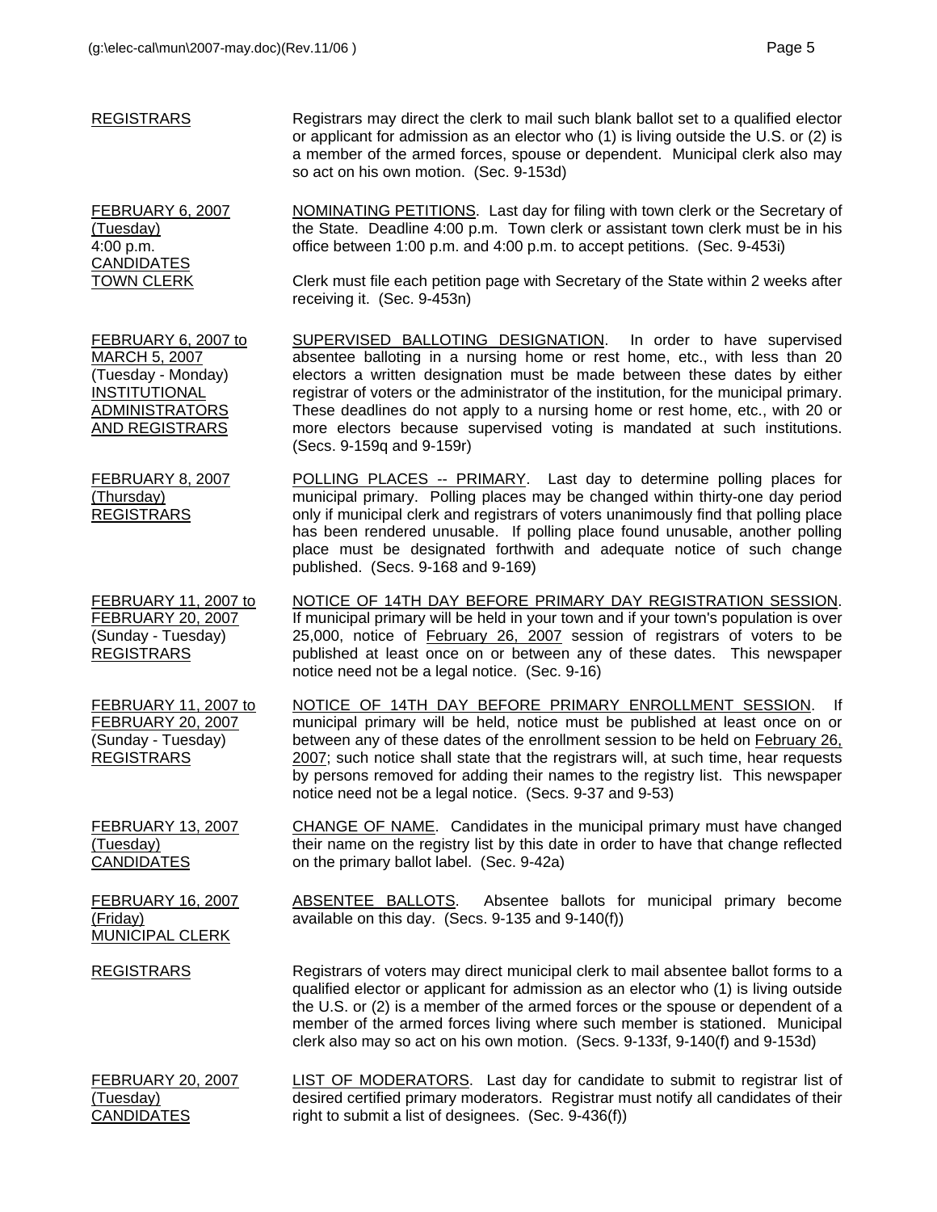| | |
|---|---|
| REGISTRARS | Registrars may direct the clerk to mail such blank ballot set to a qualified elector or applicant for admission as an elector who (1) is living outside the U.S. or (2) is a member of the armed forces, spouse or dependent. Municipal clerk also may so act on his own motion. (Sec. 9-153d) |
| FEBRUARY 6, 2007 (Tuesday) 4:00 p.m. CANDIDATES TOWN CLERK | NOMINATING PETITIONS. Last day for filing with town clerk or the Secretary of the State. Deadline 4:00 p.m. Town clerk or assistant town clerk must be in his office between 1:00 p.m. and 4:00 p.m. to accept petitions. (Sec. 9-453i)<br><br>Clerk must file each petition page with Secretary of the State within 2 weeks after receiving it. (Sec. 9-453n) |
| FEBRUARY 6, 2007 to MARCH 5, 2007 (Tuesday - Monday) INSTITUTIONAL ADMINISTRATORS AND REGISTRARS | SUPERVISED BALLOTING DESIGNATION. In order to have supervised absentee balloting in a nursing home or rest home, etc., with less than 20 electors a written designation must be made between these dates by either registrar of voters or the administrator of the institution, for the municipal primary. These deadlines do not apply to a nursing home or rest home, etc., with 20 or more electors because supervised voting is mandated at such institutions. (Secs. 9-159q and 9-159r) |
| FEBRUARY 8, 2007 (Thursday) REGISTRARS | POLLING PLACES -- PRIMARY. Last day to determine polling places for municipal primary. Polling places may be changed within thirty-one day period only if municipal clerk and registrars of voters unanimously find that polling place has been rendered unusable. If polling place found unusable, another polling place must be designated forthwith and adequate notice of such change published. (Secs. 9-168 and 9-169) |
| FEBRUARY 11, 2007 to FEBRUARY 20, 2007 (Sunday - Tuesday) REGISTRARS | NOTICE OF 14TH DAY BEFORE PRIMARY DAY REGISTRATION SESSION. If municipal primary will be held in your town and if your town's population is over 25,000, notice of February 26, 2007 session of registrars of voters to be published at least once on or between any of these dates. This newspaper notice need not be a legal notice. (Sec. 9-16) |
| FEBRUARY 11, 2007 to FEBRUARY 20, 2007 (Sunday - Tuesday) REGISTRARS | NOTICE OF 14TH DAY BEFORE PRIMARY ENROLLMENT SESSION. If municipal primary will be held, notice must be published at least once on or between any of these dates of the enrollment session to be held on February 26, 2007; such notice shall state that the registrars will, at such time, hear requests by persons removed for adding their names to the registry list. This newspaper notice need not be a legal notice. (Secs. 9-37 and 9-53) |
| FEBRUARY 13, 2007 (Tuesday) CANDIDATES | CHANGE OF NAME. Candidates in the municipal primary must have changed their name on the registry list by this date in order to have that change reflected on the primary ballot label. (Sec. 9-42a) |
| FEBRUARY 16, 2007 (Friday) MUNICIPAL CLERK | ABSENTEE BALLOTS. Absentee ballots for municipal primary become available on this day. (Secs. 9-135 and 9-140(f)) |
| REGISTRARS | Registrars of voters may direct municipal clerk to mail absentee ballot forms to a qualified elector or applicant for admission as an elector who (1) is living outside the U.S. or (2) is a member of the armed forces or the spouse or dependent of a member of the armed forces living where such member is stationed. Municipal clerk also may so act on his own motion. (Secs. 9-133f, 9-140(f) and 9-153d) |
| FEBRUARY 20, 2007 (Tuesday) CANDIDATES | LIST OF MODERATORS. Last day for candidate to submit to registrar list of desired certified primary moderators. Registrar must notify all candidates of their right to submit a list of designees. (Sec. 9-436(f)) |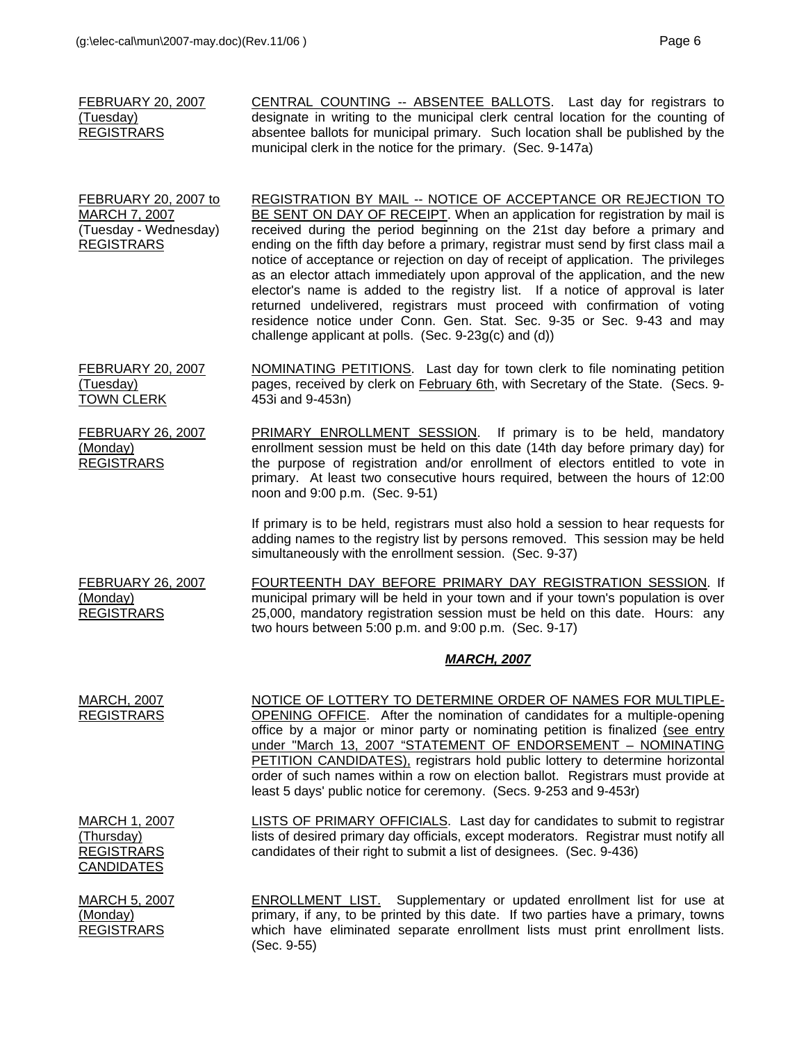FEBRUARY 20, 2007 (Tuesday) REGISTRARS

CENTRAL COUNTING -- ABSENTEE BALLOTS. Last day for registrars to designate in writing to the municipal clerk central location for the counting of absentee ballots for municipal primary. Such location shall be published by the municipal clerk in the notice for the primary. (Sec. 9-147a)

FEBRUARY 20, 2007 to MARCH 7, 2007 (Tuesday - Wednesday) REGISTRARS

REGISTRATION BY MAIL -- NOTICE OF ACCEPTANCE OR REJECTION TO BE SENT ON DAY OF RECEIPT. When an application for registration by mail is received during the period beginning on the 21st day before a primary and ending on the fifth day before a primary, registrar must send by first class mail a notice of acceptance or rejection on day of receipt of application. The privileges as an elector attach immediately upon approval of the application, and the new elector's name is added to the registry list. If a notice of approval is later returned undelivered, registrars must proceed with confirmation of voting residence notice under Conn. Gen. Stat. Sec. 9-35 or Sec. 9-43 and may challenge applicant at polls. (Sec. 9-23g(c) and (d))

FEBRUARY 20, 2007 (Tuesday) TOWN CLERK

NOMINATING PETITIONS. Last day for town clerk to file nominating petition pages, received by clerk on February 6th, with Secretary of the State. (Secs. 9-453i and 9-453n)

FEBRUARY 26, 2007 (Monday) REGISTRARS

PRIMARY ENROLLMENT SESSION. If primary is to be held, mandatory enrollment session must be held on this date (14th day before primary day) for the purpose of registration and/or enrollment of electors entitled to vote in primary. At least two consecutive hours required, between the hours of 12:00 noon and 9:00 p.m. (Sec. 9-51)

If primary is to be held, registrars must also hold a session to hear requests for adding names to the registry list by persons removed. This session may be held simultaneously with the enrollment session. (Sec. 9-37)

FEBRUARY 26, 2007 (Monday) REGISTRARS

FOURTEENTH DAY BEFORE PRIMARY DAY REGISTRATION SESSION. If municipal primary will be held in your town and if your town's population is over 25,000, mandatory registration session must be held on this date. Hours: any two hours between 5:00 p.m. and 9:00 p.m. (Sec. 9-17)

## *MARCH, 2007*

MARCH, 2007 REGISTRARS

NOTICE OF LOTTERY TO DETERMINE ORDER OF NAMES FOR MULTIPLE-OPENING OFFICE. After the nomination of candidates for a multiple-opening office by a major or minor party or nominating petition is finalized (see entry under "March 13, 2007 "STATEMENT OF ENDORSEMENT – NOMINATING PETITION CANDIDATES), registrars hold public lottery to determine horizontal order of such names within a row on election ballot. Registrars must provide at least 5 days' public notice for ceremony. (Secs. 9-253 and 9-453r)

MARCH 1, 2007 (Thursday) REGISTRARS CANDIDATES

LISTS OF PRIMARY OFFICIALS. Last day for candidates to submit to registrar lists of desired primary day officials, except moderators. Registrar must notify all candidates of their right to submit a list of designees. (Sec. 9-436)

MARCH 5, 2007 (Monday) REGISTRARS

ENROLLMENT LIST. Supplementary or updated enrollment list for use at primary, if any, to be printed by this date. If two parties have a primary, towns which have eliminated separate enrollment lists must print enrollment lists. (Sec. 9-55)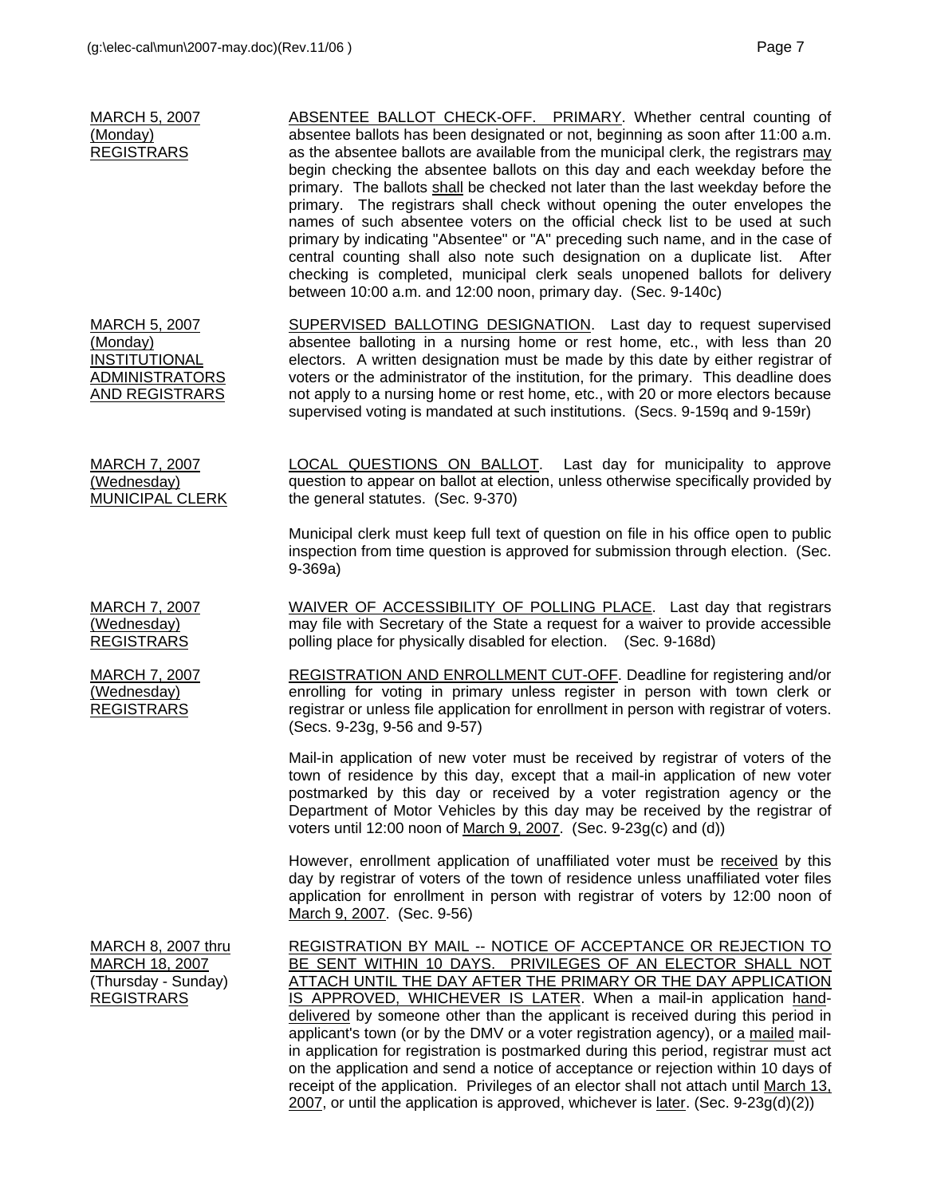| | |
|---|---|
| MARCH 5, 2007 (Monday) REGISTRARS | ABSENTEE BALLOT CHECK-OFF. PRIMARY. Whether central counting of absentee ballots has been designated or not, beginning as soon after 11:00 a.m. as the absentee ballots are available from the municipal clerk, the registrars may begin checking the absentee ballots on this day and each weekday before the primary. The ballots shall be checked not later than the last weekday before the primary. The registrars shall check without opening the outer envelopes the names of such absentee voters on the official check list to be used at such primary by indicating "Absentee" or "A" preceding such name, and in the case of central counting shall also note such designation on a duplicate list. After checking is completed, municipal clerk seals unopened ballots for delivery between 10:00 a.m. and 12:00 noon, primary day. (Sec. 9-140c) |
| MARCH 5, 2007 (Monday) INSTITUTIONAL ADMINISTRATORS AND REGISTRARS | SUPERVISED BALLOTING DESIGNATION. Last day to request supervised absentee balloting in a nursing home or rest home, etc., with less than 20 electors. A written designation must be made by this date by either registrar of voters or the administrator of the institution, for the primary. This deadline does not apply to a nursing home or rest home, etc., with 20 or more electors because supervised voting is mandated at such institutions. (Secs. 9-159q and 9-159r) |
| MARCH 7, 2007 (Wednesday) MUNICIPAL CLERK | LOCAL QUESTIONS ON BALLOT. Last day for municipality to approve question to appear on ballot at election, unless otherwise specifically provided by the general statutes. (Sec. 9-370)<br><br>Municipal clerk must keep full text of question on file in his office open to public inspection from time question is approved for submission through election. (Sec. 9-369a) |
| MARCH 7, 2007 (Wednesday) REGISTRARS | WAIVER OF ACCESSIBILITY OF POLLING PLACE. Last day that registrars may file with Secretary of the State a request for a waiver to provide accessible polling place for physically disabled for election. (Sec. 9-168d) |
| MARCH 7, 2007 (Wednesday) REGISTRARS | REGISTRATION AND ENROLLMENT CUT-OFF. Deadline for registering and/or enrolling for voting in primary unless register in person with town clerk or registrar or unless file application for enrollment in person with registrar of voters. (Secs. 9-23g, 9-56 and 9-57)<br><br>Mail-in application of new voter must be received by registrar of voters of the town of residence by this day, except that a mail-in application of new voter postmarked by this day or received by a voter registration agency or the Department of Motor Vehicles by this day may be received by the registrar of voters until 12:00 noon of March 9, 2007. (Sec. 9-23g(c) and (d))<br><br>However, enrollment application of unaffiliated voter must be received by this day by registrar of voters of the town of residence unless unaffiliated voter files application for enrollment in person with registrar of voters by 12:00 noon of March 9, 2007. (Sec. 9-56) |
| MARCH 8, 2007 thru MARCH 18, 2007 (Thursday - Sunday) REGISTRARS | REGISTRATION BY MAIL -- NOTICE OF ACCEPTANCE OR REJECTION TO BE SENT WITHIN 10 DAYS. PRIVILEGES OF AN ELECTOR SHALL NOT ATTACH UNTIL THE DAY AFTER THE PRIMARY OR THE DAY APPLICATION IS APPROVED, WHICHEVER IS LATER. When a mail-in application hand-delivered by someone other than the applicant is received during this period in applicant's town (or by the DMV or a voter registration agency), or a mailed mail-in application for registration is postmarked during this period, registrar must act on the application and send a notice of acceptance or rejection within 10 days of receipt of the application. Privileges of an elector shall not attach until March 13, 2007, or until the application is approved, whichever is later. (Sec. 9-23g(d)(2)) |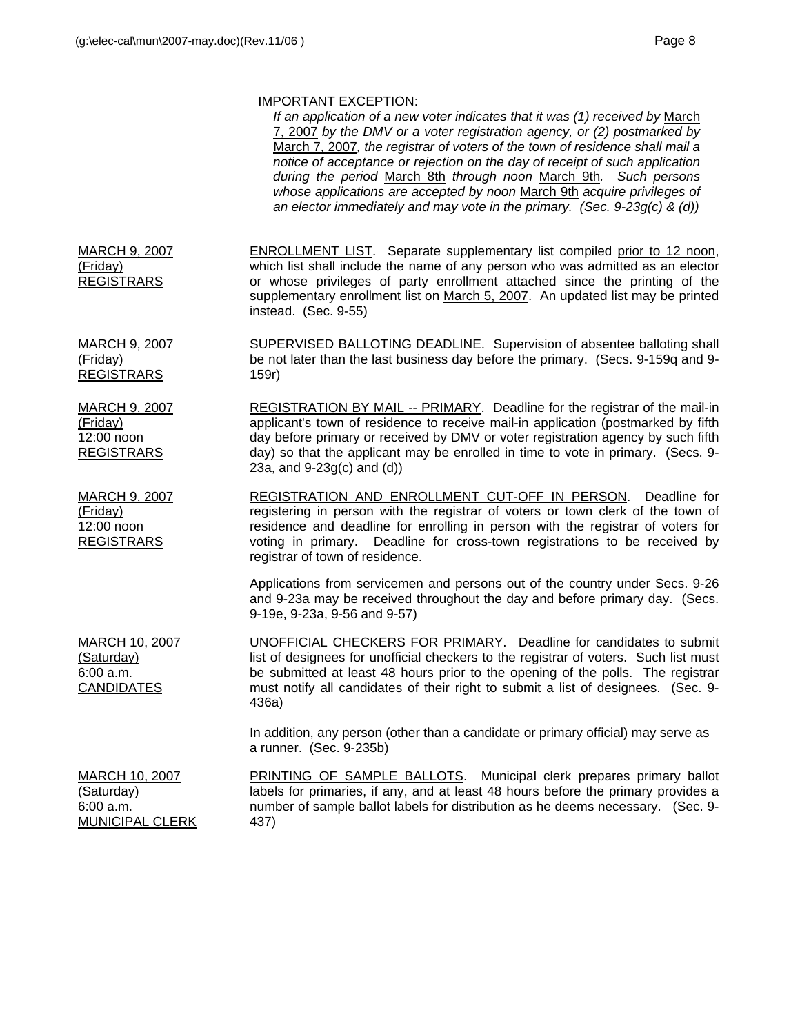IMPORTANT EXCEPTION:

*If an application of a new voter indicates that it was (1) received by* March 7, 2007 *by the DMV or a voter registration agency, or (2) postmarked by* March 7, 2007*, the registrar of voters of the town of residence shall mail a notice of acceptance or rejection on the day of receipt of such application during the period* March 8th *through noon* March 9th*. Such persons whose applications are accepted by noon* March 9th *acquire privileges of an elector immediately and may vote in the primary. (Sec. 9-23g(c) & (d))*

| | |
|---|---|
| MARCH 9, 2007<br>(Friday)<br>REGISTRARS | ENROLLMENT LIST. Separate supplementary list compiled prior to 12 noon, which list shall include the name of any person who was admitted as an elector or whose privileges of party enrollment attached since the printing of the supplementary enrollment list on March 5, 2007. An updated list may be printed instead. (Sec. 9-55) |
| MARCH 9, 2007<br>(Friday)<br>REGISTRARS | SUPERVISED BALLOTING DEADLINE. Supervision of absentee balloting shall be not later than the last business day before the primary. (Secs. 9-159q and 9-159r) |
| MARCH 9, 2007<br>(Friday)<br>12:00 noon<br>REGISTRARS | REGISTRATION BY MAIL -- PRIMARY. Deadline for the registrar of the mail-in applicant's town of residence to receive mail-in application (postmarked by fifth day before primary or received by DMV or voter registration agency by such fifth day) so that the applicant may be enrolled in time to vote in primary. (Secs. 9-23a, and 9-23g(c) and (d)) |
| MARCH 9, 2007<br>(Friday)<br>12:00 noon<br>REGISTRARS | REGISTRATION AND ENROLLMENT CUT-OFF IN PERSON. Deadline for registering in person with the registrar of voters or town clerk of the town of residence and deadline for enrolling in person with the registrar of voters for voting in primary. Deadline for cross-town registrations to be received by registrar of town of residence.<br><br>Applications from servicemen and persons out of the country under Secs. 9-26 and 9-23a may be received throughout the day and before primary day. (Secs. 9-19e, 9-23a, 9-56 and 9-57) |
| MARCH 10, 2007<br>(Saturday)<br>6:00 a.m.<br>CANDIDATES | UNOFFICIAL CHECKERS FOR PRIMARY. Deadline for candidates to submit list of designees for unofficial checkers to the registrar of voters. Such list must be submitted at least 48 hours prior to the opening of the polls. The registrar must notify all candidates of their right to submit a list of designees. (Sec. 9-436a)<br><br>In addition, any person (other than a candidate or primary official) may serve as a runner. (Sec. 9-235b) |
| MARCH 10, 2007<br>(Saturday)<br>6:00 a.m.<br>MUNICIPAL CLERK | PRINTING OF SAMPLE BALLOTS. Municipal clerk prepares primary ballot labels for primaries, if any, and at least 48 hours before the primary provides a number of sample ballot labels for distribution as he deems necessary. (Sec. 9-437) |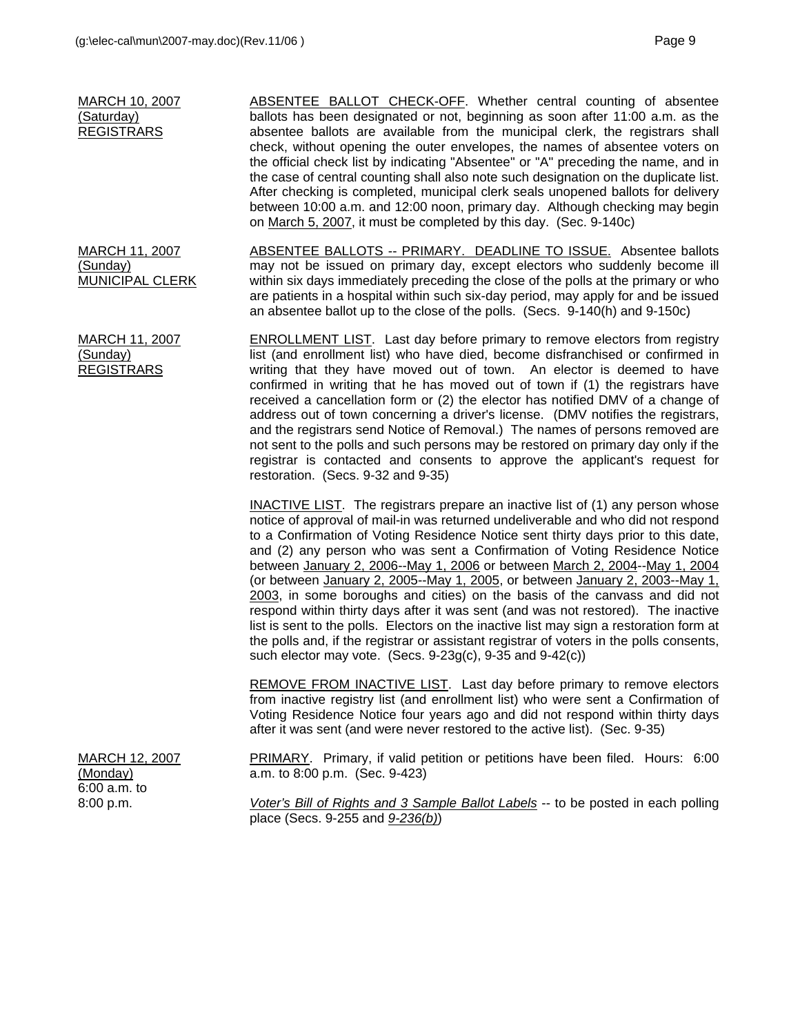MARCH 10, 2007
(Saturday)
REGISTRARS

ABSENTEE BALLOT CHECK-OFF. Whether central counting of absentee ballots has been designated or not, beginning as soon after 11:00 a.m. as the absentee ballots are available from the municipal clerk, the registrars shall check, without opening the outer envelopes, the names of absentee voters on the official check list by indicating "Absentee" or "A" preceding the name, and in the case of central counting shall also note such designation on the duplicate list. After checking is completed, municipal clerk seals unopened ballots for delivery between 10:00 a.m. and 12:00 noon, primary day. Although checking may begin on March 5, 2007, it must be completed by this day. (Sec. 9-140c)

MARCH 11, 2007
(Sunday)
MUNICIPAL CLERK

ABSENTEE BALLOTS -- PRIMARY. DEADLINE TO ISSUE. Absentee ballots may not be issued on primary day, except electors who suddenly become ill within six days immediately preceding the close of the polls at the primary or who are patients in a hospital within such six-day period, may apply for and be issued an absentee ballot up to the close of the polls. (Secs. 9-140(h) and 9-150c)

MARCH 11, 2007
(Sunday)
REGISTRARS

ENROLLMENT LIST. Last day before primary to remove electors from registry list (and enrollment list) who have died, become disfranchised or confirmed in writing that they have moved out of town. An elector is deemed to have confirmed in writing that he has moved out of town if (1) the registrars have received a cancellation form or (2) the elector has notified DMV of a change of address out of town concerning a driver's license. (DMV notifies the registrars, and the registrars send Notice of Removal.) The names of persons removed are not sent to the polls and such persons may be restored on primary day only if the registrar is contacted and consents to approve the applicant's request for restoration. (Secs. 9-32 and 9-35)

INACTIVE LIST. The registrars prepare an inactive list of (1) any person whose notice of approval of mail-in was returned undeliverable and who did not respond to a Confirmation of Voting Residence Notice sent thirty days prior to this date, and (2) any person who was sent a Confirmation of Voting Residence Notice between January 2, 2006--May 1, 2006 or between March 2, 2004--May 1, 2004 (or between January 2, 2005--May 1, 2005, or between January 2, 2003--May 1, 2003, in some boroughs and cities) on the basis of the canvass and did not respond within thirty days after it was sent (and was not restored). The inactive list is sent to the polls. Electors on the inactive list may sign a restoration form at the polls and, if the registrar or assistant registrar of voters in the polls consents, such elector may vote. (Secs. 9-23g(c), 9-35 and 9-42(c))

REMOVE FROM INACTIVE LIST. Last day before primary to remove electors from inactive registry list (and enrollment list) who were sent a Confirmation of Voting Residence Notice four years ago and did not respond within thirty days after it was sent (and were never restored to the active list). (Sec. 9-35)

MARCH 12, 2007
(Monday)
6:00 a.m. to
8:00 p.m.

PRIMARY. Primary, if valid petition or petitions have been filed. Hours: 6:00 a.m. to 8:00 p.m. (Sec. 9-423)

*Voter's Bill of Rights and 3 Sample Ballot Labels* -- to be posted in each polling place (Secs. 9-255 and *9-236(b)*)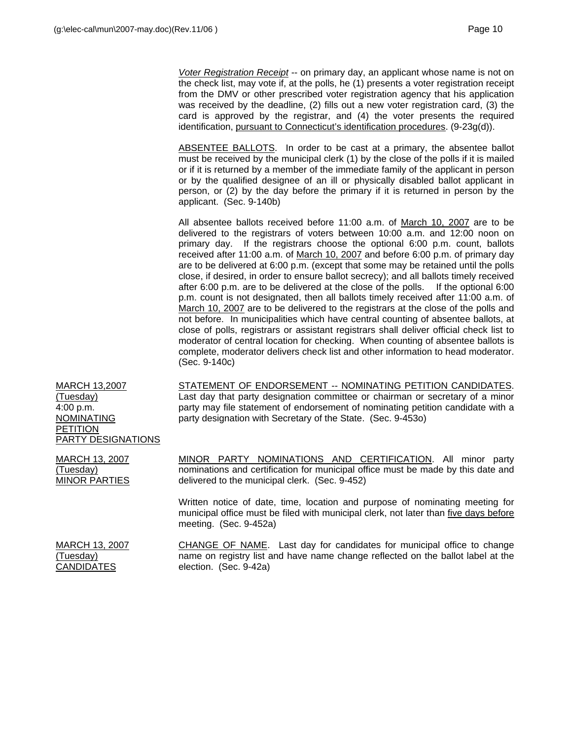*Voter Registration Receipt* -- on primary day, an applicant whose name is not on the check list, may vote if, at the polls, he (1) presents a voter registration receipt from the DMV or other prescribed voter registration agency that his application was received by the deadline, (2) fills out a new voter registration card, (3) the card is approved by the registrar, and (4) the voter presents the required identification, pursuant to Connecticut's identification procedures. (9-23g(d)).

ABSENTEE BALLOTS. In order to be cast at a primary, the absentee ballot must be received by the municipal clerk (1) by the close of the polls if it is mailed or if it is returned by a member of the immediate family of the applicant in person or by the qualified designee of an ill or physically disabled ballot applicant in person, or (2) by the day before the primary if it is returned in person by the applicant. (Sec. 9-140b)

All absentee ballots received before 11:00 a.m. of March 10, 2007 are to be delivered to the registrars of voters between 10:00 a.m. and 12:00 noon on primary day. If the registrars choose the optional 6:00 p.m. count, ballots received after 11:00 a.m. of March 10, 2007 and before 6:00 p.m. of primary day are to be delivered at 6:00 p.m. (except that some may be retained until the polls close, if desired, in order to ensure ballot secrecy); and all ballots timely received after 6:00 p.m. are to be delivered at the close of the polls. If the optional 6:00 p.m. count is not designated, then all ballots timely received after 11:00 a.m. of March 10, 2007 are to be delivered to the registrars at the close of the polls and not before. In municipalities which have central counting of absentee ballots, at close of polls, registrars or assistant registrars shall deliver official check list to moderator of central location for checking. When counting of absentee ballots is complete, moderator delivers check list and other information to head moderator. (Sec. 9-140c)

MARCH 13,2007
(Tuesday)
4:00 p.m.
NOMINATING PETITION PARTY DESIGNATIONS

STATEMENT OF ENDORSEMENT -- NOMINATING PETITION CANDIDATES. Last day that party designation committee or chairman or secretary of a minor party may file statement of endorsement of nominating petition candidate with a party designation with Secretary of the State. (Sec. 9-453o)

MARCH 13, 2007
(Tuesday)
MINOR PARTIES

MINOR PARTY NOMINATIONS AND CERTIFICATION. All minor party nominations and certification for municipal office must be made by this date and delivered to the municipal clerk. (Sec. 9-452)

Written notice of date, time, location and purpose of nominating meeting for municipal office must be filed with municipal clerk, not later than five days before meeting. (Sec. 9-452a)

MARCH 13, 2007
(Tuesday)
CANDIDATES

CHANGE OF NAME. Last day for candidates for municipal office to change name on registry list and have name change reflected on the ballot label at the election. (Sec. 9-42a)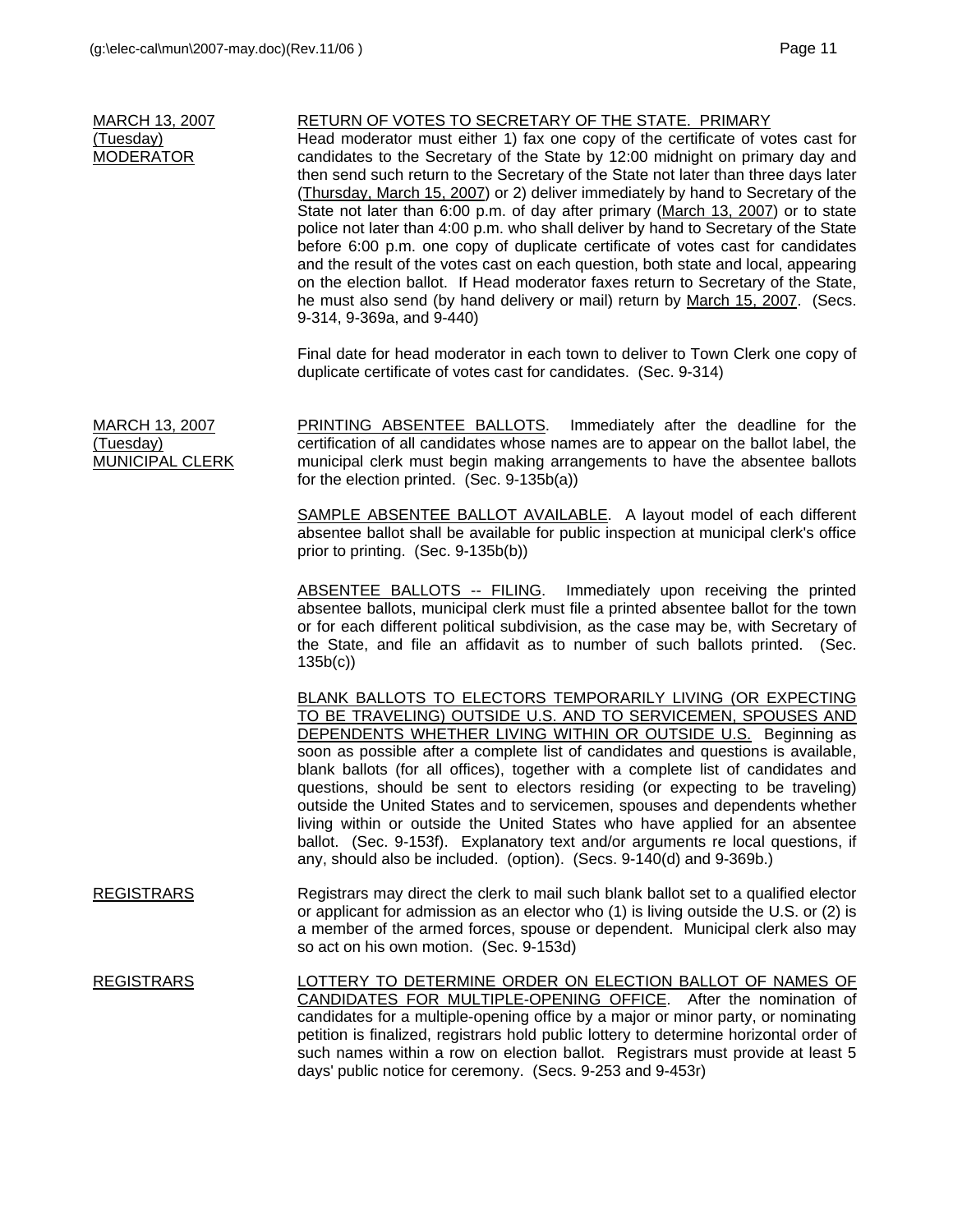**MARCH 13, 2007 (Tuesday) MODERATOR**

RETURN OF VOTES TO SECRETARY OF THE STATE. PRIMARY
Head moderator must either 1) fax one copy of the certificate of votes cast for candidates to the Secretary of the State by 12:00 midnight on primary day and then send such return to the Secretary of the State not later than three days later (Thursday, March 15, 2007) or 2) deliver immediately by hand to Secretary of the State not later than 6:00 p.m. of day after primary (March 13, 2007) or to state police not later than 4:00 p.m. who shall deliver by hand to Secretary of the State before 6:00 p.m. one copy of duplicate certificate of votes cast for candidates and the result of the votes cast on each question, both state and local, appearing on the election ballot. If Head moderator faxes return to Secretary of the State, he must also send (by hand delivery or mail) return by March 15, 2007. (Secs. 9-314, 9-369a, and 9-440)

Final date for head moderator in each town to deliver to Town Clerk one copy of duplicate certificate of votes cast for candidates. (Sec. 9-314)

**MARCH 13, 2007 (Tuesday) MUNICIPAL CLERK**

PRINTING ABSENTEE BALLOTS. Immediately after the deadline for the certification of all candidates whose names are to appear on the ballot label, the municipal clerk must begin making arrangements to have the absentee ballots for the election printed. (Sec. 9-135b(a))

SAMPLE ABSENTEE BALLOT AVAILABLE. A layout model of each different absentee ballot shall be available for public inspection at municipal clerk's office prior to printing. (Sec. 9-135b(b))

ABSENTEE BALLOTS -- FILING. Immediately upon receiving the printed absentee ballots, municipal clerk must file a printed absentee ballot for the town or for each different political subdivision, as the case may be, with Secretary of the State, and file an affidavit as to number of such ballots printed. (Sec. 135b(c))

BLANK BALLOTS TO ELECTORS TEMPORARILY LIVING (OR EXPECTING TO BE TRAVELING) OUTSIDE U.S. AND TO SERVICEMEN, SPOUSES AND DEPENDENTS WHETHER LIVING WITHIN OR OUTSIDE U.S. Beginning as soon as possible after a complete list of candidates and questions is available, blank ballots (for all offices), together with a complete list of candidates and questions, should be sent to electors residing (or expecting to be traveling) outside the United States and to servicemen, spouses and dependents whether living within or outside the United States who have applied for an absentee ballot. (Sec. 9-153f). Explanatory text and/or arguments re local questions, if any, should also be included. (option). (Secs. 9-140(d) and 9-369b.)

**REGISTRARS**

Registrars may direct the clerk to mail such blank ballot set to a qualified elector or applicant for admission as an elector who (1) is living outside the U.S. or (2) is a member of the armed forces, spouse or dependent. Municipal clerk also may so act on his own motion. (Sec. 9-153d)

**REGISTRARS**

LOTTERY TO DETERMINE ORDER ON ELECTION BALLOT OF NAMES OF CANDIDATES FOR MULTIPLE-OPENING OFFICE. After the nomination of candidates for a multiple-opening office by a major or minor party, or nominating petition is finalized, registrars hold public lottery to determine horizontal order of such names within a row on election ballot. Registrars must provide at least 5 days' public notice for ceremony. (Secs. 9-253 and 9-453r)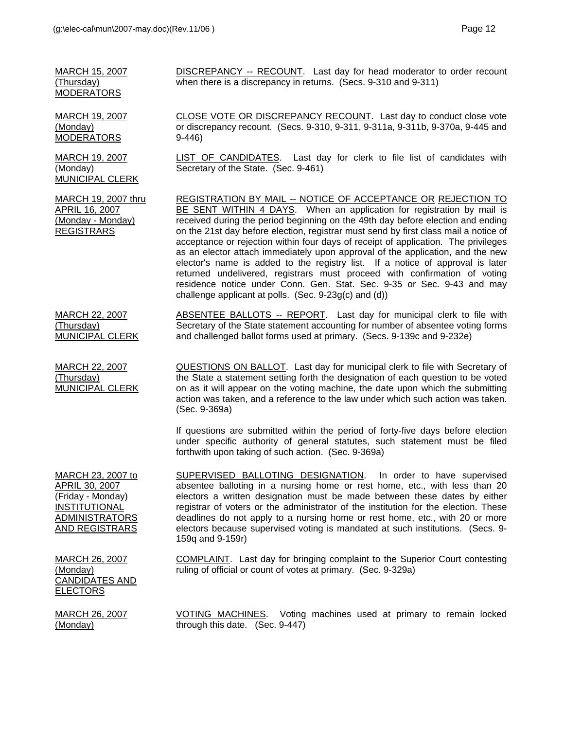| Date | Description |
|---|---|
| MARCH 15, 2007 (Thursday) MODERATORS | DISCREPANCY -- RECOUNT. Last day for head moderator to order recount when there is a discrepancy in returns. (Secs. 9-310 and 9-311) |
| MARCH 19, 2007 (Monday) MODERATORS | CLOSE VOTE OR DISCREPANCY RECOUNT. Last day to conduct close vote or discrepancy recount. (Secs. 9-310, 9-311, 9-311a, 9-311b, 9-370a, 9-445 and 9-446) |
| MARCH 19, 2007 (Monday) MUNICIPAL CLERK | LIST OF CANDIDATES. Last day for clerk to file list of candidates with Secretary of the State. (Sec. 9-461) |
| MARCH 19, 2007 thru APRIL 16, 2007 (Monday - Monday) REGISTRARS | REGISTRATION BY MAIL -- NOTICE OF ACCEPTANCE OR REJECTION TO BE SENT WITHIN 4 DAYS. When an application for registration by mail is received during the period beginning on the 49th day before election and ending on the 21st day before election, registrar must send by first class mail a notice of acceptance or rejection within four days of receipt of application. The privileges as an elector attach immediately upon approval of the application, and the new elector's name is added to the registry list. If a notice of approval is later returned undelivered, registrars must proceed with confirmation of voting residence notice under Conn. Gen. Stat. Sec. 9-35 or Sec. 9-43 and may challenge applicant at polls. (Sec. 9-23g(c) and (d)) |
| MARCH 22, 2007 (Thursday) MUNICIPAL CLERK | ABSENTEE BALLOTS -- REPORT. Last day for municipal clerk to file with Secretary of the State statement accounting for number of absentee voting forms and challenged ballot forms used at primary. (Secs. 9-139c and 9-232e) |
| MARCH 22, 2007 (Thursday) MUNICIPAL CLERK | QUESTIONS ON BALLOT. Last day for municipal clerk to file with Secretary of the State a statement setting forth the designation of each question to be voted on as it will appear on the voting machine, the date upon which the submitting action was taken, and a reference to the law under which such action was taken. (Sec. 9-369a)<br><br>If questions are submitted within the period of forty-five days before election under specific authority of general statutes, such statement must be filed forthwith upon taking of such action. (Sec. 9-369a) |
| MARCH 23, 2007 to APRIL 30, 2007 (Friday - Monday) INSTITUTIONAL ADMINISTRATORS AND REGISTRARS | SUPERVISED BALLOTING DESIGNATION. In order to have supervised absentee balloting in a nursing home or rest home, etc., with less than 20 electors a written designation must be made between these dates by either registrar of voters or the administrator of the institution for the election. These deadlines do not apply to a nursing home or rest home, etc., with 20 or more electors because supervised voting is mandated at such institutions. (Secs. 9-159q and 9-159r) |
| MARCH 26, 2007 (Monday) CANDIDATES AND ELECTORS | COMPLAINT. Last day for bringing complaint to the Superior Court contesting ruling of official or count of votes at primary. (Sec. 9-329a) |
| MARCH 26, 2007 (Monday) | VOTING MACHINES. Voting machines used at primary to remain locked through this date. (Sec. 9-447) |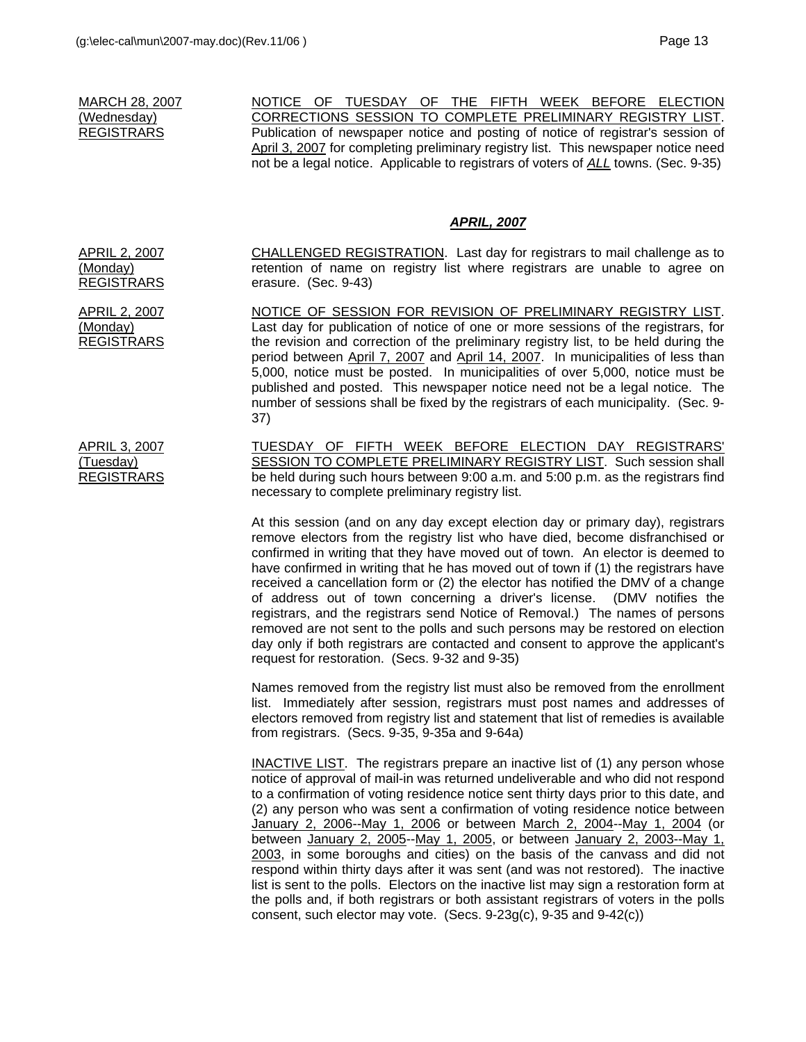MARCH 28, 2007
(Wednesday)
REGISTRARS

NOTICE OF TUESDAY OF THE FIFTH WEEK BEFORE ELECTION CORRECTIONS SESSION TO COMPLETE PRELIMINARY REGISTRY LIST. Publication of newspaper notice and posting of notice of registrar's session of April 3, 2007 for completing preliminary registry list. This newspaper notice need not be a legal notice. Applicable to registrars of voters of ***ALL*** towns. (Sec. 9-35)

## ***APRIL, 2007***

APRIL 2, 2007
(Monday)
REGISTRARS

CHALLENGED REGISTRATION. Last day for registrars to mail challenge as to retention of name on registry list where registrars are unable to agree on erasure. (Sec. 9-43)

APRIL 2, 2007
(Monday)
REGISTRARS

NOTICE OF SESSION FOR REVISION OF PRELIMINARY REGISTRY LIST. Last day for publication of notice of one or more sessions of the registrars, for the revision and correction of the preliminary registry list, to be held during the period between April 7, 2007 and April 14, 2007. In municipalities of less than 5,000, notice must be posted. In municipalities of over 5,000, notice must be published and posted. This newspaper notice need not be a legal notice. The number of sessions shall be fixed by the registrars of each municipality. (Sec. 9-37)

APRIL 3, 2007
(Tuesday)
REGISTRARS

TUESDAY OF FIFTH WEEK BEFORE ELECTION DAY REGISTRARS' SESSION TO COMPLETE PRELIMINARY REGISTRY LIST. Such session shall be held during such hours between 9:00 a.m. and 5:00 p.m. as the registrars find necessary to complete preliminary registry list.

At this session (and on any day except election day or primary day), registrars remove electors from the registry list who have died, become disfranchised or confirmed in writing that they have moved out of town. An elector is deemed to have confirmed in writing that he has moved out of town if (1) the registrars have received a cancellation form or (2) the elector has notified the DMV of a change of address out of town concerning a driver's license. (DMV notifies the registrars, and the registrars send Notice of Removal.) The names of persons removed are not sent to the polls and such persons may be restored on election day only if both registrars are contacted and consent to approve the applicant's request for restoration. (Secs. 9-32 and 9-35)

Names removed from the registry list must also be removed from the enrollment list. Immediately after session, registrars must post names and addresses of electors removed from registry list and statement that list of remedies is available from registrars. (Secs. 9-35, 9-35a and 9-64a)

INACTIVE LIST. The registrars prepare an inactive list of (1) any person whose notice of approval of mail-in was returned undeliverable and who did not respond to a confirmation of voting residence notice sent thirty days prior to this date, and (2) any person who was sent a confirmation of voting residence notice between January 2, 2006--May 1, 2006 or between March 2, 2004--May 1, 2004 (or between January 2, 2005--May 1, 2005, or between January 2, 2003--May 1, 2003, in some boroughs and cities) on the basis of the canvass and did not respond within thirty days after it was sent (and was not restored). The inactive list is sent to the polls. Electors on the inactive list may sign a restoration form at the polls and, if both registrars or both assistant registrars of voters in the polls consent, such elector may vote. (Secs. 9-23g(c), 9-35 and 9-42(c))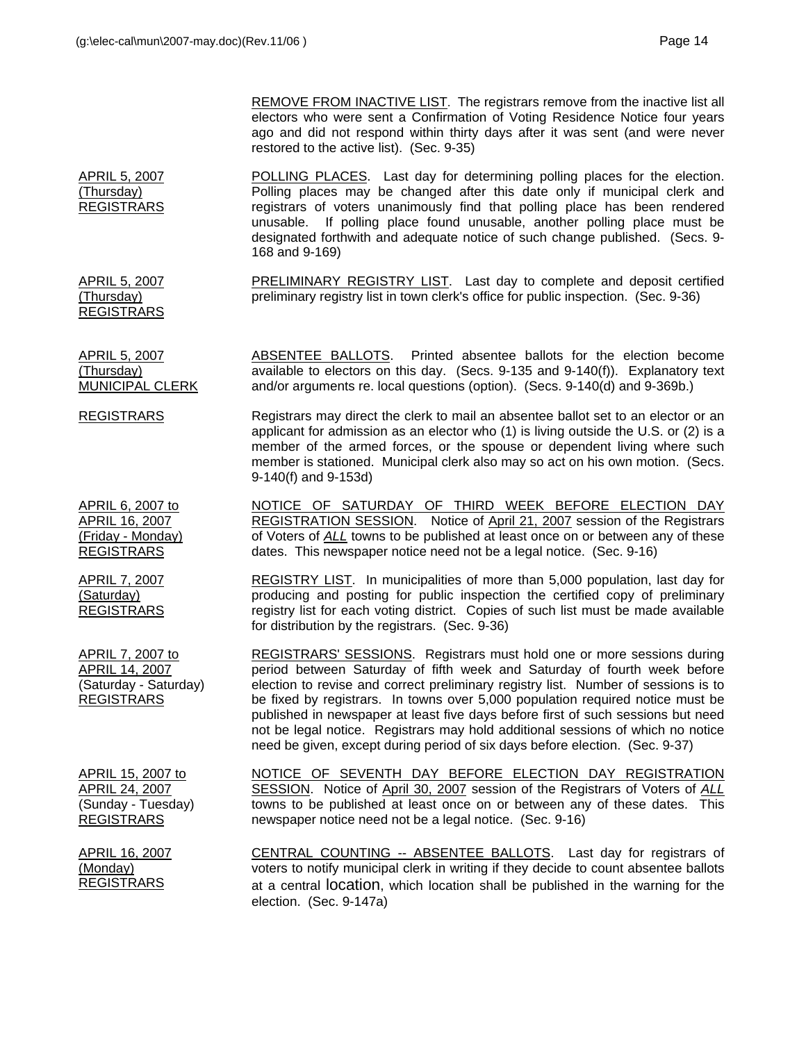REMOVE FROM INACTIVE LIST. The registrars remove from the inactive list all electors who were sent a Confirmation of Voting Residence Notice four years ago and did not respond within thirty days after it was sent (and were never restored to the active list). (Sec. 9-35)

| Date / Responsible | Action |
|---|---|
| APRIL 5, 2007 (Thursday) REGISTRARS | POLLING PLACES. Last day for determining polling places for the election. Polling places may be changed after this date only if municipal clerk and registrars of voters unanimously find that polling place has been rendered unusable. If polling place found unusable, another polling place must be designated forthwith and adequate notice of such change published. (Secs. 9-168 and 9-169) |
| APRIL 5, 2007 (Thursday) REGISTRARS | PRELIMINARY REGISTRY LIST. Last day to complete and deposit certified preliminary registry list in town clerk's office for public inspection. (Sec. 9-36) |
| APRIL 5, 2007 (Thursday) MUNICIPAL CLERK | ABSENTEE BALLOTS. Printed absentee ballots for the election become available to electors on this day. (Secs. 9-135 and 9-140(f)). Explanatory text and/or arguments re. local questions (option). (Secs. 9-140(d) and 9-369b.) |
| REGISTRARS | Registrars may direct the clerk to mail an absentee ballot set to an elector or an applicant for admission as an elector who (1) is living outside the U.S. or (2) is a member of the armed forces, or the spouse or dependent living where such member is stationed. Municipal clerk also may so act on his own motion. (Secs. 9-140(f) and 9-153d) |
| APRIL 6, 2007 to APRIL 16, 2007 (Friday - Monday) REGISTRARS | NOTICE OF SATURDAY OF THIRD WEEK BEFORE ELECTION DAY REGISTRATION SESSION. Notice of April 21, 2007 session of the Registrars of Voters of *ALL* towns to be published at least once on or between any of these dates. This newspaper notice need not be a legal notice. (Sec. 9-16) |
| APRIL 7, 2007 (Saturday) REGISTRARS | REGISTRY LIST. In municipalities of more than 5,000 population, last day for producing and posting for public inspection the certified copy of preliminary registry list for each voting district. Copies of such list must be made available for distribution by the registrars. (Sec. 9-36) |
| APRIL 7, 2007 to APRIL 14, 2007 (Saturday - Saturday) REGISTRARS | REGISTRARS' SESSIONS. Registrars must hold one or more sessions during period between Saturday of fifth week and Saturday of fourth week before election to revise and correct preliminary registry list. Number of sessions is to be fixed by registrars. In towns over 5,000 population required notice must be published in newspaper at least five days before first of such sessions but need not be legal notice. Registrars may hold additional sessions of which no notice need be given, except during period of six days before election. (Sec. 9-37) |
| APRIL 15, 2007 to APRIL 24, 2007 (Sunday - Tuesday) REGISTRARS | NOTICE OF SEVENTH DAY BEFORE ELECTION DAY REGISTRATION SESSION. Notice of April 30, 2007 session of the Registrars of Voters of *ALL* towns to be published at least once on or between any of these dates. This newspaper notice need not be a legal notice. (Sec. 9-16) |
| APRIL 16, 2007 (Monday) REGISTRARS | CENTRAL COUNTING -- ABSENTEE BALLOTS. Last day for registrars of voters to notify municipal clerk in writing if they decide to count absentee ballots at a central location, which location shall be published in the warning for the election. (Sec. 9-147a) |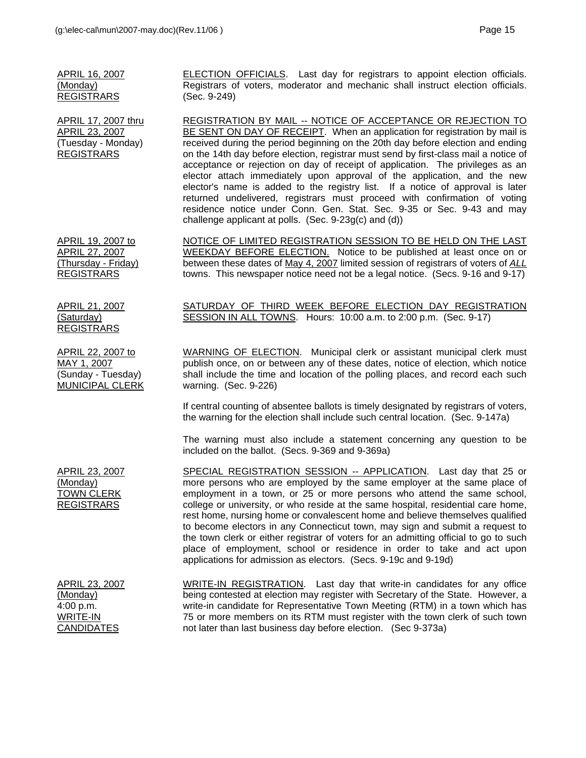| | |
|---|---|
| APRIL 16, 2007<br>(Monday)<br>REGISTRARS | ELECTION OFFICIALS. Last day for registrars to appoint election officials. Registrars of voters, moderator and mechanic shall instruct election officials. (Sec. 9-249) |
| APRIL 17, 2007 thru<br>APRIL 23, 2007<br>(Tuesday - Monday)<br>REGISTRARS | REGISTRATION BY MAIL -- NOTICE OF ACCEPTANCE OR REJECTION TO BE SENT ON DAY OF RECEIPT. When an application for registration by mail is received during the period beginning on the 20th day before election and ending on the 14th day before election, registrar must send by first-class mail a notice of acceptance or rejection on day of receipt of application. The privileges as an elector attach immediately upon approval of the application, and the new elector's name is added to the registry list. If a notice of approval is later returned undelivered, registrars must proceed with confirmation of voting residence notice under Conn. Gen. Stat. Sec. 9-35 or Sec. 9-43 and may challenge applicant at polls. (Sec. 9-23g(c) and (d)) |
| APRIL 19, 2007 to<br>APRIL 27, 2007<br>(Thursday - Friday)<br>REGISTRARS | NOTICE OF LIMITED REGISTRATION SESSION TO BE HELD ON THE LAST WEEKDAY BEFORE ELECTION. Notice to be published at least once on or between these dates of May 4, 2007 limited session of registrars of voters of *ALL* towns. This newspaper notice need not be a legal notice. (Secs. 9-16 and 9-17) |
| APRIL 21, 2007<br>(Saturday)<br>REGISTRARS | SATURDAY OF THIRD WEEK BEFORE ELECTION DAY REGISTRATION SESSION IN ALL TOWNS. Hours: 10:00 a.m. to 2:00 p.m. (Sec. 9-17) |
| APRIL 22, 2007 to<br>MAY 1, 2007<br>(Sunday - Tuesday)<br>MUNICIPAL CLERK | WARNING OF ELECTION. Municipal clerk or assistant municipal clerk must publish once, on or between any of these dates, notice of election, which notice shall include the time and location of the polling places, and record each such warning. (Sec. 9-226)<br><br>If central counting of absentee ballots is timely designated by registrars of voters, the warning for the election shall include such central location. (Sec. 9-147a)<br><br>The warning must also include a statement concerning any question to be included on the ballot. (Secs. 9-369 and 9-369a) |
| APRIL 23, 2007<br>(Monday)<br>TOWN CLERK<br>REGISTRARS | SPECIAL REGISTRATION SESSION -- APPLICATION. Last day that 25 or more persons who are employed by the same employer at the same place of employment in a town, or 25 or more persons who attend the same school, college or university, or who reside at the same hospital, residential care home, rest home, nursing home or convalescent home and believe themselves qualified to become electors in any Connecticut town, may sign and submit a request to the town clerk or either registrar of voters for an admitting official to go to such place of employment, school or residence in order to take and act upon applications for admission as electors. (Secs. 9-19c and 9-19d) |
| APRIL 23, 2007<br>(Monday)<br>4:00 p.m.<br>WRITE-IN<br>CANDIDATES | WRITE-IN REGISTRATION. Last day that write-in candidates for any office being contested at election may register with Secretary of the State. However, a write-in candidate for Representative Town Meeting (RTM) in a town which has 75 or more members on its RTM must register with the town clerk of such town not later than last business day before election. (Sec 9-373a) |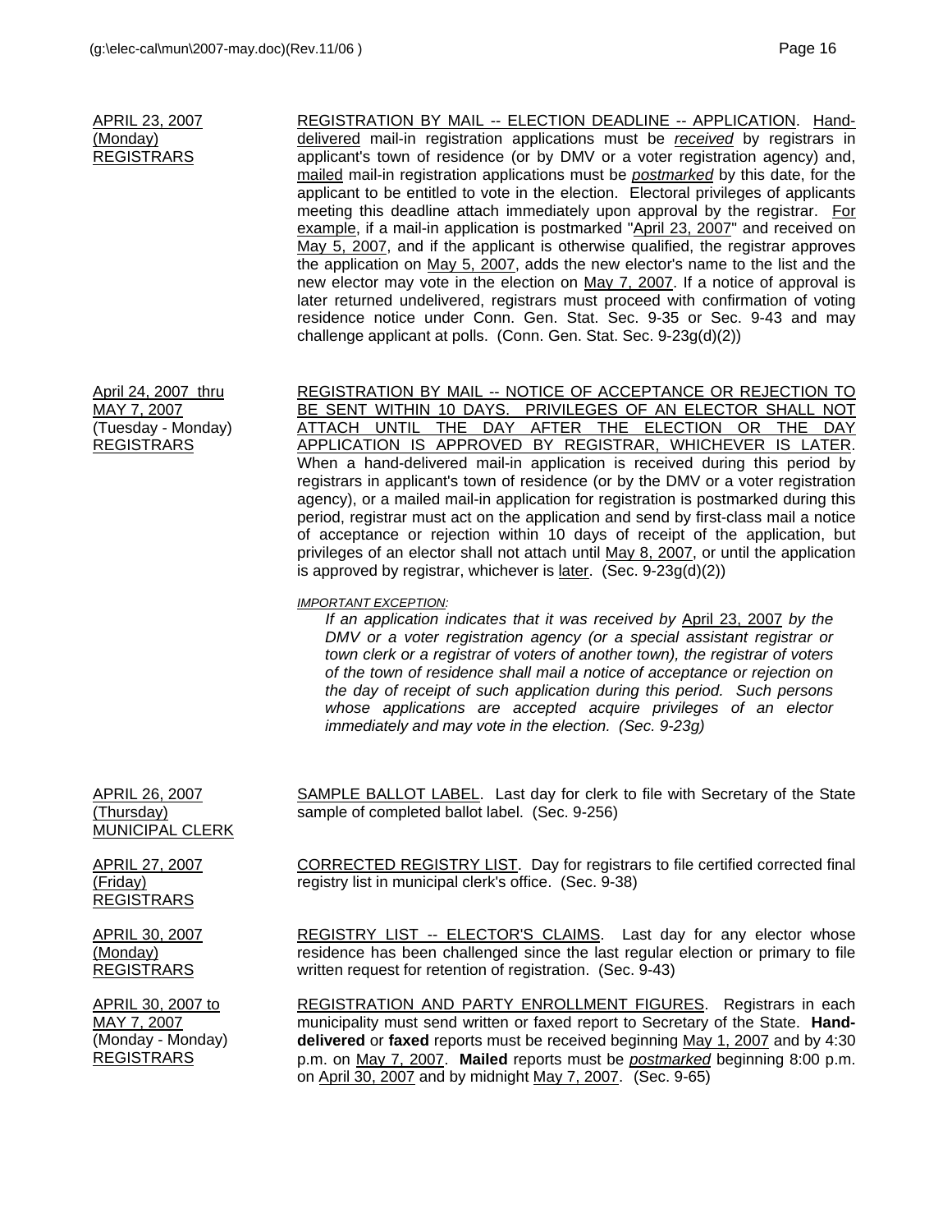APRIL 23, 2007
(Monday)
REGISTRARS

REGISTRATION BY MAIL -- ELECTION DEADLINE -- APPLICATION. Hand-delivered mail-in registration applications must be *received* by registrars in applicant's town of residence (or by DMV or a voter registration agency) and, mailed mail-in registration applications must be *postmarked* by this date, for the applicant to be entitled to vote in the election. Electoral privileges of applicants meeting this deadline attach immediately upon approval by the registrar. For example, if a mail-in application is postmarked "April 23, 2007" and received on May 5, 2007, and if the applicant is otherwise qualified, the registrar approves the application on May 5, 2007, adds the new elector's name to the list and the new elector may vote in the election on May 7, 2007. If a notice of approval is later returned undelivered, registrars must proceed with confirmation of voting residence notice under Conn. Gen. Stat. Sec. 9-35 or Sec. 9-43 and may challenge applicant at polls. (Conn. Gen. Stat. Sec. 9-23g(d)(2))

April 24, 2007 thru
MAY 7, 2007
(Tuesday - Monday)
REGISTRARS

REGISTRATION BY MAIL -- NOTICE OF ACCEPTANCE OR REJECTION TO BE SENT WITHIN 10 DAYS. PRIVILEGES OF AN ELECTOR SHALL NOT ATTACH UNTIL THE DAY AFTER THE ELECTION OR THE DAY APPLICATION IS APPROVED BY REGISTRAR, WHICHEVER IS LATER. When a hand-delivered mail-in application is received during this period by registrars in applicant's town of residence (or by the DMV or a voter registration agency), or a mailed mail-in application for registration is postmarked during this period, registrar must act on the application and send by first-class mail a notice of acceptance or rejection within 10 days of receipt of the application, but privileges of an elector shall not attach until May 8, 2007, or until the application is approved by registrar, whichever is later. (Sec. 9-23g(d)(2))

*IMPORTANT EXCEPTION:*

> *If an application indicates that it was received by* April 23, 2007 *by the DMV or a voter registration agency (or a special assistant registrar or town clerk or a registrar of voters of another town), the registrar of voters of the town of residence shall mail a notice of acceptance or rejection on the day of receipt of such application during this period. Such persons whose applications are accepted acquire privileges of an elector immediately and may vote in the election. (Sec. 9-23g)*

APRIL 26, 2007
(Thursday)
MUNICIPAL CLERK

SAMPLE BALLOT LABEL. Last day for clerk to file with Secretary of the State sample of completed ballot label. (Sec. 9-256)

APRIL 27, 2007
(Friday)
REGISTRARS

CORRECTED REGISTRY LIST. Day for registrars to file certified corrected final registry list in municipal clerk's office. (Sec. 9-38)

APRIL 30, 2007
(Monday)
REGISTRARS

REGISTRY LIST -- ELECTOR'S CLAIMS. Last day for any elector whose residence has been challenged since the last regular election or primary to file written request for retention of registration. (Sec. 9-43)

APRIL 30, 2007 to
MAY 7, 2007
(Monday - Monday)
REGISTRARS

REGISTRATION AND PARTY ENROLLMENT FIGURES. Registrars in each municipality must send written or faxed report to Secretary of the State. **Hand-delivered** or **faxed** reports must be received beginning May 1, 2007 and by 4:30 p.m. on May 7, 2007. **Mailed** reports must be *postmarked* beginning 8:00 p.m. on April 30, 2007 and by midnight May 7, 2007. (Sec. 9-65)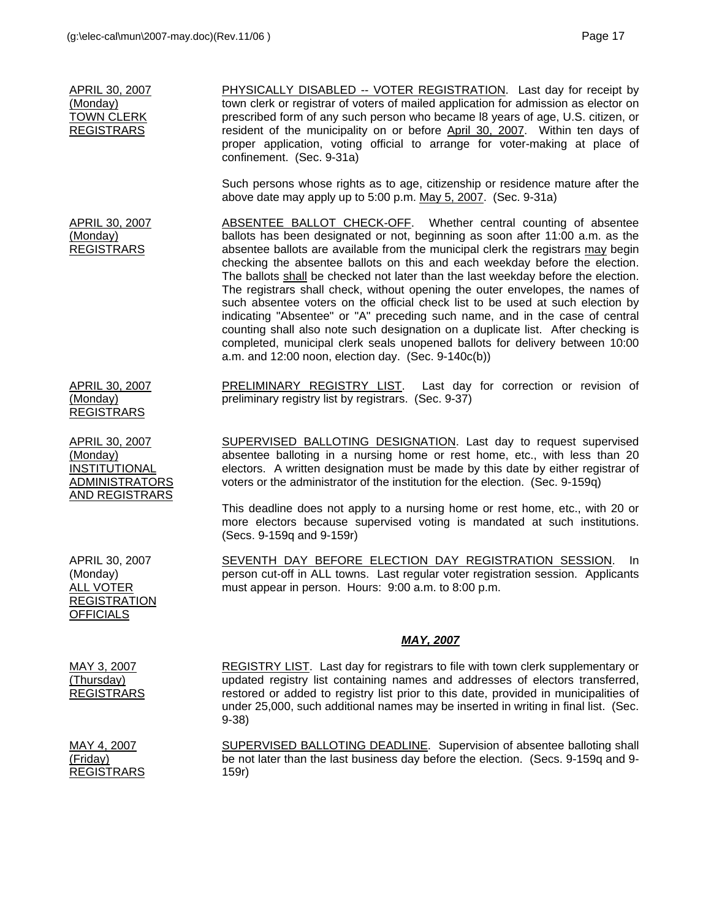APRIL 30, 2007
(Monday)
TOWN CLERK
REGISTRARS

PHYSICALLY DISABLED -- VOTER REGISTRATION. Last day for receipt by town clerk or registrar of voters of mailed application for admission as elector on prescribed form of any such person who became l8 years of age, U.S. citizen, or resident of the municipality on or before April 30, 2007. Within ten days of proper application, voting official to arrange for voter-making at place of confinement. (Sec. 9-31a)

Such persons whose rights as to age, citizenship or residence mature after the above date may apply up to 5:00 p.m. May 5, 2007. (Sec. 9-31a)

APRIL 30, 2007
(Monday)
REGISTRARS

ABSENTEE BALLOT CHECK-OFF. Whether central counting of absentee ballots has been designated or not, beginning as soon after 11:00 a.m. as the absentee ballots are available from the municipal clerk the registrars may begin checking the absentee ballots on this and each weekday before the election. The ballots shall be checked not later than the last weekday before the election. The registrars shall check, without opening the outer envelopes, the names of such absentee voters on the official check list to be used at such election by indicating "Absentee" or "A" preceding such name, and in the case of central counting shall also note such designation on a duplicate list. After checking is completed, municipal clerk seals unopened ballots for delivery between 10:00 a.m. and 12:00 noon, election day. (Sec. 9-140c(b))

APRIL 30, 2007
(Monday)
REGISTRARS

PRELIMINARY REGISTRY LIST. Last day for correction or revision of preliminary registry list by registrars. (Sec. 9-37)

APRIL 30, 2007
(Monday)
INSTITUTIONAL
ADMINISTRATORS
AND REGISTRARS

SUPERVISED BALLOTING DESIGNATION. Last day to request supervised absentee balloting in a nursing home or rest home, etc., with less than 20 electors. A written designation must be made by this date by either registrar of voters or the administrator of the institution for the election. (Sec. 9-159q)

This deadline does not apply to a nursing home or rest home, etc., with 20 or more electors because supervised voting is mandated at such institutions. (Secs. 9-159q and 9-159r)

APRIL 30, 2007
(Monday)
ALL VOTER
REGISTRATION
OFFICIALS

SEVENTH DAY BEFORE ELECTION DAY REGISTRATION SESSION. In person cut-off in ALL towns. Last regular voter registration session. Applicants must appear in person. Hours: 9:00 a.m. to 8:00 p.m.

## ***MAY, 2007***

MAY 3, 2007
(Thursday)
REGISTRARS

REGISTRY LIST. Last day for registrars to file with town clerk supplementary or updated registry list containing names and addresses of electors transferred, restored or added to registry list prior to this date, provided in municipalities of under 25,000, such additional names may be inserted in writing in final list. (Sec. 9-38)

MAY 4, 2007
(Friday)
REGISTRARS

SUPERVISED BALLOTING DEADLINE. Supervision of absentee balloting shall be not later than the last business day before the election. (Secs. 9-159q and 9-159r)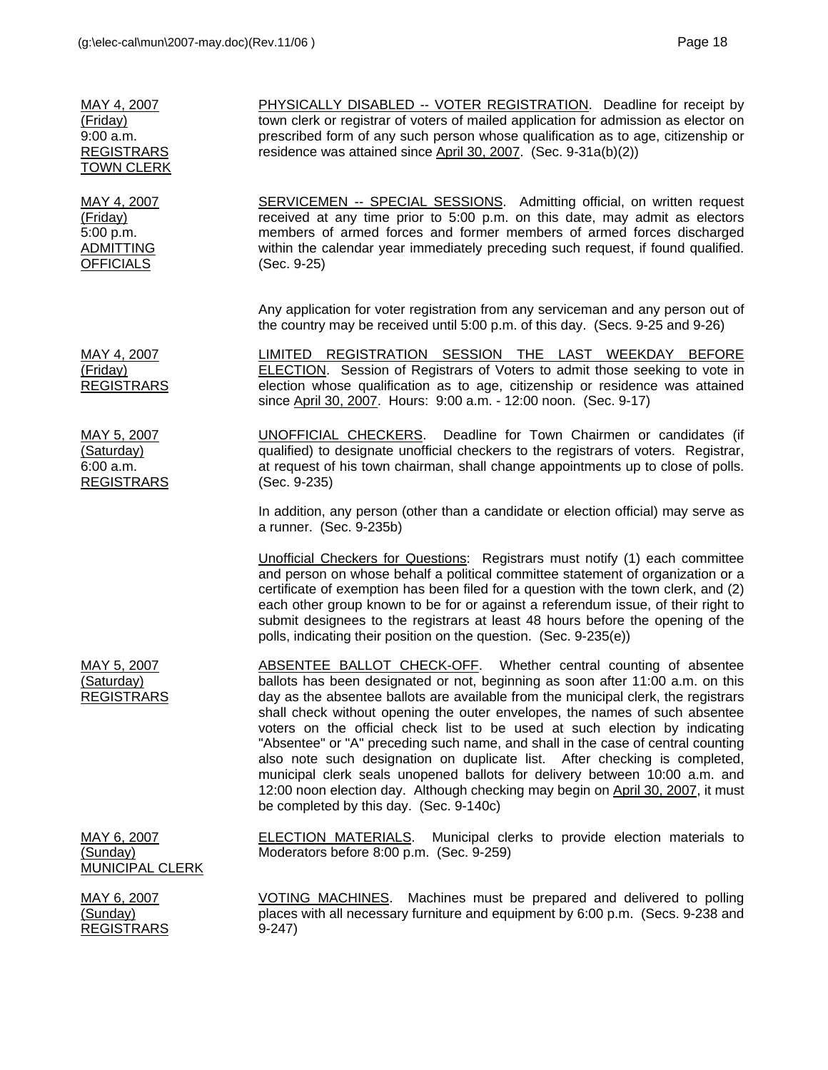| | |
|---|---|
| MAY 4, 2007 (Friday) 9:00 a.m. REGISTRARS TOWN CLERK | PHYSICALLY DISABLED -- VOTER REGISTRATION. Deadline for receipt by town clerk or registrar of voters of mailed application for admission as elector on prescribed form of any such person whose qualification as to age, citizenship or residence was attained since April 30, 2007. (Sec. 9-31a(b)(2)) |
| MAY 4, 2007 (Friday) 5:00 p.m. ADMITTING OFFICIALS | SERVICEMEN -- SPECIAL SESSIONS. Admitting official, on written request received at any time prior to 5:00 p.m. on this date, may admit as electors members of armed forces and former members of armed forces discharged within the calendar year immediately preceding such request, if found qualified. (Sec. 9-25)<br><br>Any application for voter registration from any serviceman and any person out of the country may be received until 5:00 p.m. of this day. (Secs. 9-25 and 9-26) |
| MAY 4, 2007 (Friday) REGISTRARS | LIMITED REGISTRATION SESSION THE LAST WEEKDAY BEFORE ELECTION. Session of Registrars of Voters to admit those seeking to vote in election whose qualification as to age, citizenship or residence was attained since April 30, 2007. Hours: 9:00 a.m. - 12:00 noon. (Sec. 9-17) |
| MAY 5, 2007 (Saturday) 6:00 a.m. REGISTRARS | UNOFFICIAL CHECKERS. Deadline for Town Chairmen or candidates (if qualified) to designate unofficial checkers to the registrars of voters. Registrar, at request of his town chairman, shall change appointments up to close of polls. (Sec. 9-235)<br><br>In addition, any person (other than a candidate or election official) may serve as a runner. (Sec. 9-235b)<br><br>Unofficial Checkers for Questions: Registrars must notify (1) each committee and person on whose behalf a political committee statement of organization or a certificate of exemption has been filed for a question with the town clerk, and (2) each other group known to be for or against a referendum issue, of their right to submit designees to the registrars at least 48 hours before the opening of the polls, indicating their position on the question. (Sec. 9-235(e)) |
| MAY 5, 2007 (Saturday) REGISTRARS | ABSENTEE BALLOT CHECK-OFF. Whether central counting of absentee ballots has been designated or not, beginning as soon after 11:00 a.m. on this day as the absentee ballots are available from the municipal clerk, the registrars shall check without opening the outer envelopes, the names of such absentee voters on the official check list to be used at such election by indicating "Absentee" or "A" preceding such name, and shall in the case of central counting also note such designation on duplicate list. After checking is completed, municipal clerk seals unopened ballots for delivery between 10:00 a.m. and 12:00 noon election day. Although checking may begin on April 30, 2007, it must be completed by this day. (Sec. 9-140c) |
| MAY 6, 2007 (Sunday) MUNICIPAL CLERK | ELECTION MATERIALS. Municipal clerks to provide election materials to Moderators before 8:00 p.m. (Sec. 9-259) |
| MAY 6, 2007 (Sunday) REGISTRARS | VOTING MACHINES. Machines must be prepared and delivered to polling places with all necessary furniture and equipment by 6:00 p.m. (Secs. 9-238 and 9-247) |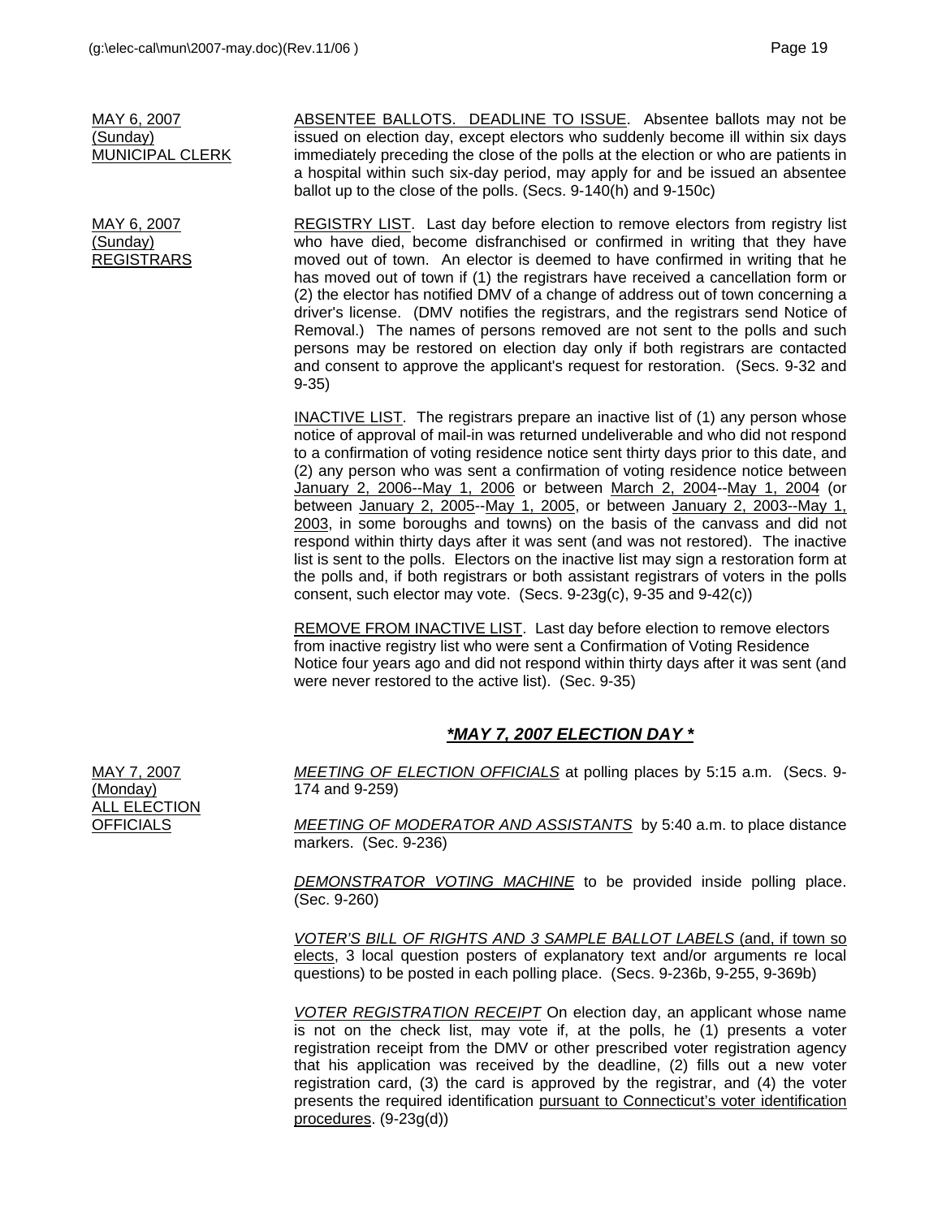MAY 6, 2007
(Sunday)
MUNICIPAL CLERK

ABSENTEE BALLOTS. DEADLINE TO ISSUE. Absentee ballots may not be issued on election day, except electors who suddenly become ill within six days immediately preceding the close of the polls at the election or who are patients in a hospital within such six-day period, may apply for and be issued an absentee ballot up to the close of the polls. (Secs. 9-140(h) and 9-150c)

MAY 6, 2007
(Sunday)
REGISTRARS

REGISTRY LIST. Last day before election to remove electors from registry list who have died, become disfranchised or confirmed in writing that they have moved out of town. An elector is deemed to have confirmed in writing that he has moved out of town if (1) the registrars have received a cancellation form or (2) the elector has notified DMV of a change of address out of town concerning a driver's license. (DMV notifies the registrars, and the registrars send Notice of Removal.) The names of persons removed are not sent to the polls and such persons may be restored on election day only if both registrars are contacted and consent to approve the applicant's request for restoration. (Secs. 9-32 and 9-35)

INACTIVE LIST. The registrars prepare an inactive list of (1) any person whose notice of approval of mail-in was returned undeliverable and who did not respond to a confirmation of voting residence notice sent thirty days prior to this date, and (2) any person who was sent a confirmation of voting residence notice between January 2, 2006--May 1, 2006 or between March 2, 2004--May 1, 2004 (or between January 2, 2005--May 1, 2005, or between January 2, 2003--May 1, 2003, in some boroughs and towns) on the basis of the canvass and did not respond within thirty days after it was sent (and was not restored). The inactive list is sent to the polls. Electors on the inactive list may sign a restoration form at the polls and, if both registrars or both assistant registrars of voters in the polls consent, such elector may vote. (Secs. 9-23g(c), 9-35 and 9-42(c))

REMOVE FROM INACTIVE LIST. Last day before election to remove electors from inactive registry list who were sent a Confirmation of Voting Residence Notice four years ago and did not respond within thirty days after it was sent (and were never restored to the active list). (Sec. 9-35)

## ***MAY 7, 2007 ELECTION DAY ***

MAY 7, 2007
(Monday)
ALL ELECTION OFFICIALS

*MEETING OF ELECTION OFFICIALS* at polling places by 5:15 a.m. (Secs. 9-174 and 9-259)

*MEETING OF MODERATOR AND ASSISTANTS* by 5:40 a.m. to place distance markers. (Sec. 9-236)

*DEMONSTRATOR VOTING MACHINE* to be provided inside polling place. (Sec. 9-260)

*VOTER'S BILL OF RIGHTS AND 3 SAMPLE BALLOT LABELS* (and, if town so elects, 3 local question posters of explanatory text and/or arguments re local questions) to be posted in each polling place. (Secs. 9-236b, 9-255, 9-369b)

*VOTER REGISTRATION RECEIPT* On election day, an applicant whose name is not on the check list, may vote if, at the polls, he (1) presents a voter registration receipt from the DMV or other prescribed voter registration agency that his application was received by the deadline, (2) fills out a new voter registration card, (3) the card is approved by the registrar, and (4) the voter presents the required identification pursuant to Connecticut's voter identification procedures. (9-23g(d))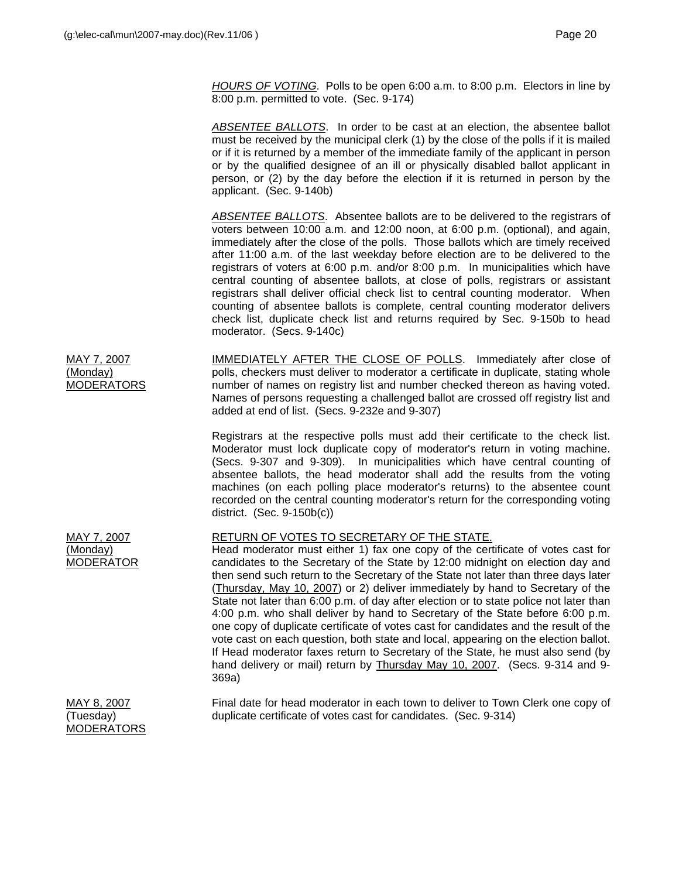*HOURS OF VOTING*. Polls to be open 6:00 a.m. to 8:00 p.m. Electors in line by 8:00 p.m. permitted to vote. (Sec. 9-174)

*ABSENTEE BALLOTS*. In order to be cast at an election, the absentee ballot must be received by the municipal clerk (1) by the close of the polls if it is mailed or if it is returned by a member of the immediate family of the applicant in person or by the qualified designee of an ill or physically disabled ballot applicant in person, or (2) by the day before the election if it is returned in person by the applicant. (Sec. 9-140b)

*ABSENTEE BALLOTS*. Absentee ballots are to be delivered to the registrars of voters between 10:00 a.m. and 12:00 noon, at 6:00 p.m. (optional), and again, immediately after the close of the polls. Those ballots which are timely received after 11:00 a.m. of the last weekday before election are to be delivered to the registrars of voters at 6:00 p.m. and/or 8:00 p.m. In municipalities which have central counting of absentee ballots, at close of polls, registrars or assistant registrars shall deliver official check list to central counting moderator. When counting of absentee ballots is complete, central counting moderator delivers check list, duplicate check list and returns required by Sec. 9-150b to head moderator. (Secs. 9-140c)

MAY 7, 2007
(Monday)
MODERATORS

IMMEDIATELY AFTER THE CLOSE OF POLLS. Immediately after close of polls, checkers must deliver to moderator a certificate in duplicate, stating whole number of names on registry list and number checked thereon as having voted. Names of persons requesting a challenged ballot are crossed off registry list and added at end of list. (Secs. 9-232e and 9-307)

Registrars at the respective polls must add their certificate to the check list. Moderator must lock duplicate copy of moderator's return in voting machine. (Secs. 9-307 and 9-309). In municipalities which have central counting of absentee ballots, the head moderator shall add the results from the voting machines (on each polling place moderator's returns) to the absentee count recorded on the central counting moderator's return for the corresponding voting district. (Sec. 9-150b(c))

MAY 7, 2007
(Monday)
MODERATOR

RETURN OF VOTES TO SECRETARY OF THE STATE.
Head moderator must either 1) fax one copy of the certificate of votes cast for candidates to the Secretary of the State by 12:00 midnight on election day and then send such return to the Secretary of the State not later than three days later (Thursday, May 10, 2007) or 2) deliver immediately by hand to Secretary of the State not later than 6:00 p.m. of day after election or to state police not later than 4:00 p.m. who shall deliver by hand to Secretary of the State before 6:00 p.m. one copy of duplicate certificate of votes cast for candidates and the result of the vote cast on each question, both state and local, appearing on the election ballot. If Head moderator faxes return to Secretary of the State, he must also send (by hand delivery or mail) return by Thursday May 10, 2007. (Secs. 9-314 and 9-369a)

MAY 8, 2007
(Tuesday)
MODERATORS

Final date for head moderator in each town to deliver to Town Clerk one copy of duplicate certificate of votes cast for candidates. (Sec. 9-314)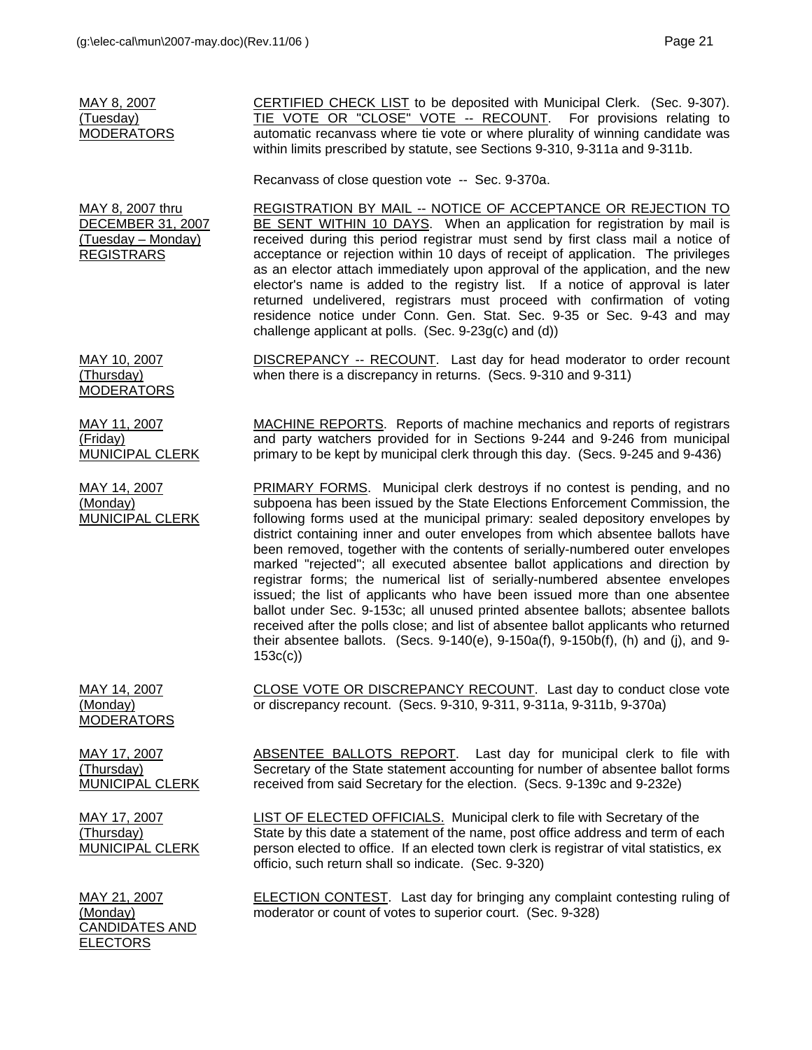| | |
|---|---|
| MAY 8, 2007<br>(Tuesday)<br>MODERATORS | CERTIFIED CHECK LIST to be deposited with Municipal Clerk. (Sec. 9-307). TIE VOTE OR "CLOSE" VOTE -- RECOUNT. For provisions relating to automatic recanvass where tie vote or where plurality of winning candidate was within limits prescribed by statute, see Sections 9-310, 9-311a and 9-311b.<br><br>Recanvass of close question vote -- Sec. 9-370a. |
| MAY 8, 2007 thru<br>DECEMBER 31, 2007<br>(Tuesday – Monday)<br>REGISTRARS | REGISTRATION BY MAIL -- NOTICE OF ACCEPTANCE OR REJECTION TO BE SENT WITHIN 10 DAYS. When an application for registration by mail is received during this period registrar must send by first class mail a notice of acceptance or rejection within 10 days of receipt of application. The privileges as an elector attach immediately upon approval of the application, and the new elector's name is added to the registry list. If a notice of approval is later returned undelivered, registrars must proceed with confirmation of voting residence notice under Conn. Gen. Stat. Sec. 9-35 or Sec. 9-43 and may challenge applicant at polls. (Sec. 9-23g(c) and (d)) |
| MAY 10, 2007<br>(Thursday)<br>MODERATORS | DISCREPANCY -- RECOUNT. Last day for head moderator to order recount when there is a discrepancy in returns. (Secs. 9-310 and 9-311) |
| MAY 11, 2007<br>(Friday)<br>MUNICIPAL CLERK | MACHINE REPORTS. Reports of machine mechanics and reports of registrars and party watchers provided for in Sections 9-244 and 9-246 from municipal primary to be kept by municipal clerk through this day. (Secs. 9-245 and 9-436) |
| MAY 14, 2007<br>(Monday)<br>MUNICIPAL CLERK | PRIMARY FORMS. Municipal clerk destroys if no contest is pending, and no subpoena has been issued by the State Elections Enforcement Commission, the following forms used at the municipal primary: sealed depository envelopes by district containing inner and outer envelopes from which absentee ballots have been removed, together with the contents of serially-numbered outer envelopes marked "rejected"; all executed absentee ballot applications and direction by registrar forms; the numerical list of serially-numbered absentee envelopes issued; the list of applicants who have been issued more than one absentee ballot under Sec. 9-153c; all unused printed absentee ballots; absentee ballots received after the polls close; and list of absentee ballot applicants who returned their absentee ballots. (Secs. 9-140(e), 9-150a(f), 9-150b(f), (h) and (j), and 9-153c(c)) |
| MAY 14, 2007<br>(Monday)<br>MODERATORS | CLOSE VOTE OR DISCREPANCY RECOUNT. Last day to conduct close vote or discrepancy recount. (Secs. 9-310, 9-311, 9-311a, 9-311b, 9-370a) |
| MAY 17, 2007<br>(Thursday)<br>MUNICIPAL CLERK | ABSENTEE BALLOTS REPORT. Last day for municipal clerk to file with Secretary of the State statement accounting for number of absentee ballot forms received from said Secretary for the election. (Secs. 9-139c and 9-232e) |
| MAY 17, 2007<br>(Thursday)<br>MUNICIPAL CLERK | LIST OF ELECTED OFFICIALS. Municipal clerk to file with Secretary of the State by this date a statement of the name, post office address and term of each person elected to office. If an elected town clerk is registrar of vital statistics, ex officio, such return shall so indicate. (Sec. 9-320) |
| MAY 21, 2007<br>(Monday)<br>CANDIDATES AND ELECTORS | ELECTION CONTEST. Last day for bringing any complaint contesting ruling of moderator or count of votes to superior court. (Sec. 9-328) |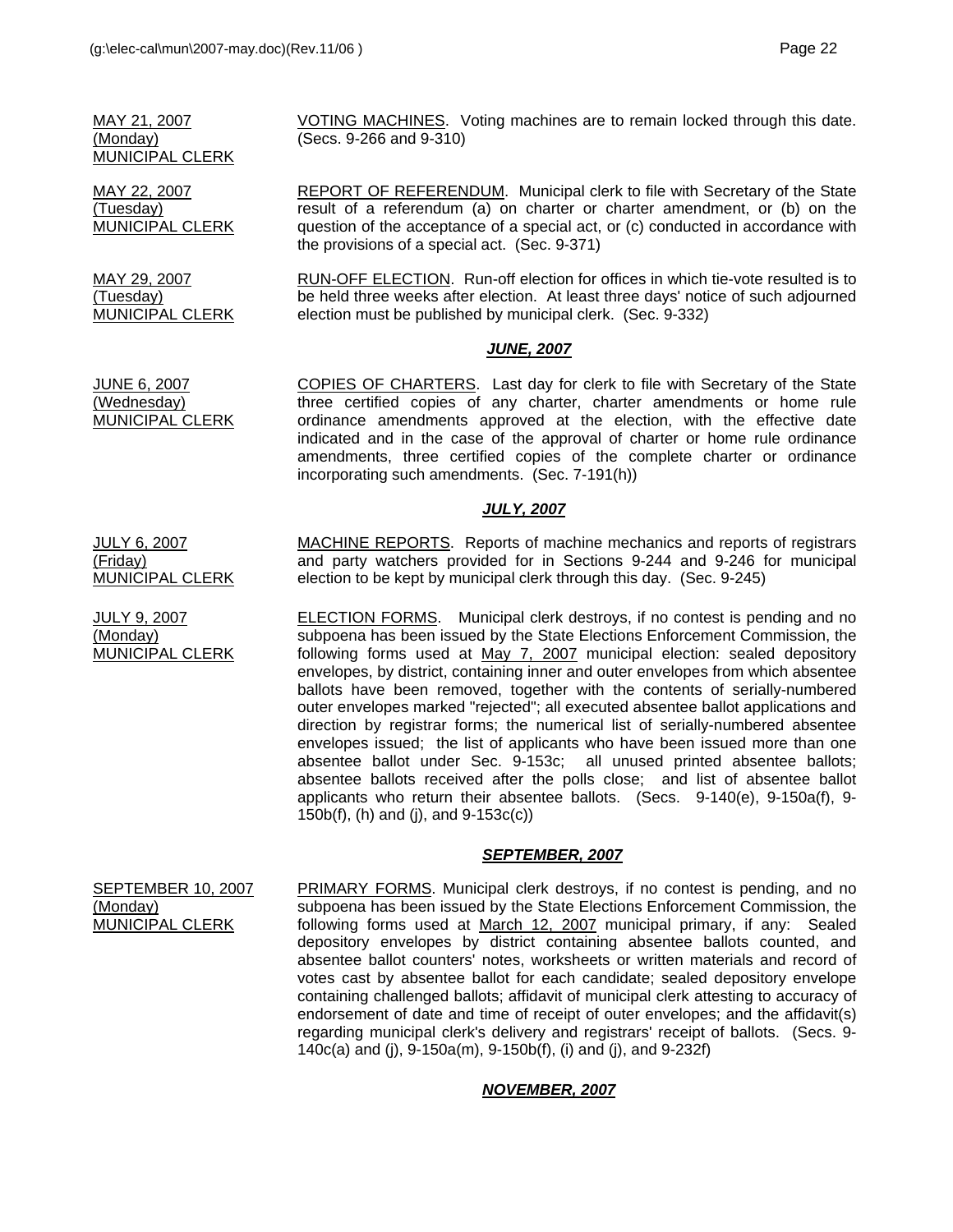| | |
|---|---|
| MAY 21, 2007 (Monday) MUNICIPAL CLERK | VOTING MACHINES. Voting machines are to remain locked through this date. (Secs. 9-266 and 9-310) |
| MAY 22, 2007 (Tuesday) MUNICIPAL CLERK | REPORT OF REFERENDUM. Municipal clerk to file with Secretary of the State result of a referendum (a) on charter or charter amendment, or (b) on the question of the acceptance of a special act, or (c) conducted in accordance with the provisions of a special act. (Sec. 9-371) |
| MAY 29, 2007 (Tuesday) MUNICIPAL CLERK | RUN-OFF ELECTION. Run-off election for offices in which tie-vote resulted is to be held three weeks after election. At least three days' notice of such adjourned election must be published by municipal clerk. (Sec. 9-332) |

## ***JUNE, 2007***

| | |
|---|---|
| JUNE 6, 2007 (Wednesday) MUNICIPAL CLERK | COPIES OF CHARTERS. Last day for clerk to file with Secretary of the State three certified copies of any charter, charter amendments or home rule ordinance amendments approved at the election, with the effective date indicated and in the case of the approval of charter or home rule ordinance amendments, three certified copies of the complete charter or ordinance incorporating such amendments. (Sec. 7-191(h)) |

## ***JULY, 2007***

| | |
|---|---|
| JULY 6, 2007 (Friday) MUNICIPAL CLERK | MACHINE REPORTS. Reports of machine mechanics and reports of registrars and party watchers provided for in Sections 9-244 and 9-246 for municipal election to be kept by municipal clerk through this day. (Sec. 9-245) |
| JULY 9, 2007 (Monday) MUNICIPAL CLERK | ELECTION FORMS. Municipal clerk destroys, if no contest is pending and no subpoena has been issued by the State Elections Enforcement Commission, the following forms used at May 7, 2007 municipal election: sealed depository envelopes, by district, containing inner and outer envelopes from which absentee ballots have been removed, together with the contents of serially-numbered outer envelopes marked "rejected"; all executed absentee ballot applications and direction by registrar forms; the numerical list of serially-numbered absentee envelopes issued; the list of applicants who have been issued more than one absentee ballot under Sec. 9-153c; all unused printed absentee ballots; absentee ballots received after the polls close; and list of absentee ballot applicants who return their absentee ballots. (Secs. 9-140(e), 9-150a(f), 9-150b(f), (h) and (j), and 9-153c(c)) |

## ***SEPTEMBER, 2007***

| | |
|---|---|
| SEPTEMBER 10, 2007 (Monday) MUNICIPAL CLERK | PRIMARY FORMS. Municipal clerk destroys, if no contest is pending, and no subpoena has been issued by the State Elections Enforcement Commission, the following forms used at March 12, 2007 municipal primary, if any: Sealed depository envelopes by district containing absentee ballots counted, and absentee ballot counters' notes, worksheets or written materials and record of votes cast by absentee ballot for each candidate; sealed depository envelope containing challenged ballots; affidavit of municipal clerk attesting to accuracy of endorsement of date and time of receipt of outer envelopes; and the affidavit(s) regarding municipal clerk's delivery and registrars' receipt of ballots. (Secs. 9-140c(a) and (j), 9-150a(m), 9-150b(f), (i) and (j), and 9-232f) |

## ***NOVEMBER, 2007***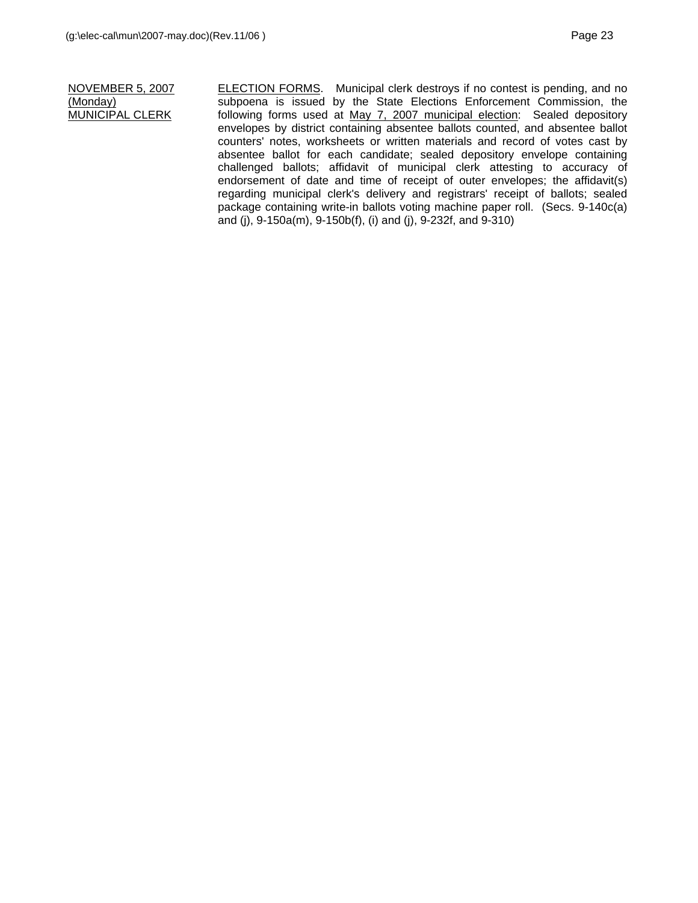NOVEMBER 5, 2007
(Monday)
MUNICIPAL CLERK

ELECTION FORMS. Municipal clerk destroys if no contest is pending, and no subpoena is issued by the State Elections Enforcement Commission, the following forms used at May 7, 2007 municipal election: Sealed depository envelopes by district containing absentee ballots counted, and absentee ballot counters' notes, worksheets or written materials and record of votes cast by absentee ballot for each candidate; sealed depository envelope containing challenged ballots; affidavit of municipal clerk attesting to accuracy of endorsement of date and time of receipt of outer envelopes; the affidavit(s) regarding municipal clerk's delivery and registrars' receipt of ballots; sealed package containing write-in ballots voting machine paper roll. (Secs. 9-140c(a) and (j), 9-150a(m), 9-150b(f), (i) and (j), 9-232f, and 9-310)